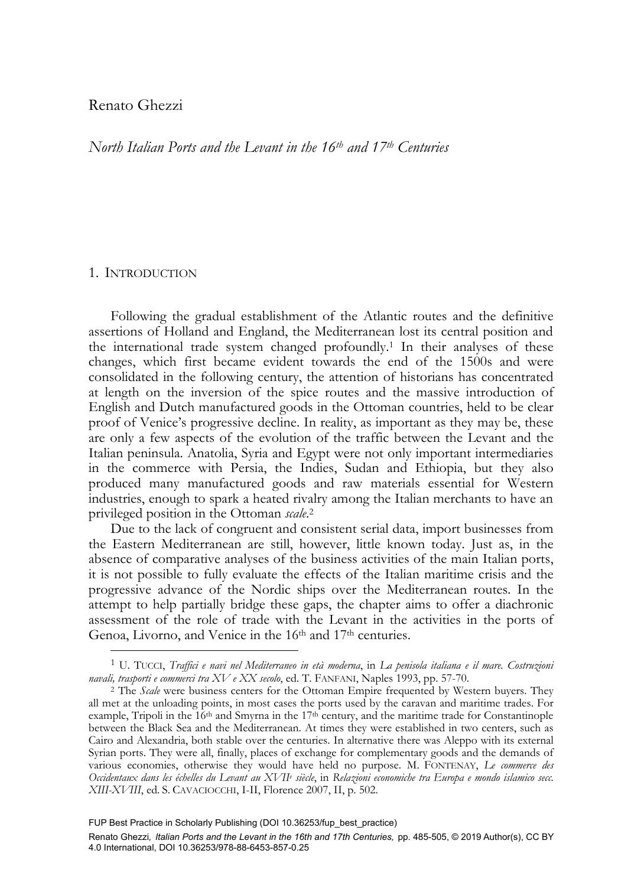Renato Ghezzi

# *North Italian Ports and the Levant in the 16th and 17th Centuries*

## 1. Introduction

Following the gradual establishment of the Atlantic routes and the definitive assertions of Holland and England, the Mediterranean lost its central position and the international trade system changed profoundly.[1] In their analyses of these changes, which first became evident towards the end of the 1500s and were consolidated in the following century, the attention of historians has concentrated at length on the inversion of the spice routes and the massive introduction of English and Dutch manufactured goods in the Ottoman countries, held to be clear proof of Venice's progressive decline. In reality, as important as they may be, these are only a few aspects of the evolution of the traffic between the Levant and the Italian peninsula. Anatolia, Syria and Egypt were not only important intermediaries in the commerce with Persia, the Indies, Sudan and Ethiopia, but they also produced many manufactured goods and raw materials essential for Western industries, enough to spark a heated rivalry among the Italian merchants to have an privileged position in the Ottoman *scale*.[2]

Due to the lack of congruent and consistent serial data, import businesses from the Eastern Mediterranean are still, however, little known today. Just as, in the absence of comparative analyses of the business activities of the main Italian ports, it is not possible to fully evaluate the effects of the Italian maritime crisis and the progressive advance of the Nordic ships over the Mediterranean routes. In the attempt to help partially bridge these gaps, the chapter aims to offer a diachronic assessment of the role of trade with the Levant in the activities in the ports of Genoa, Livorno, and Venice in the 16th and 17th centuries.

---

[1] U. Tucci, *Traffici e navi nel Mediterraneo in età moderna*, in *La penisola italiana e il mare. Costruzioni navali, trasporti e commerci tra XV e XX secolo*, ed. T. Fanfani, Naples 1993, pp. 57-70.

[2] The *Scale* were business centers for the Ottoman Empire frequented by Western buyers. They all met at the unloading points, in most cases the ports used by the caravan and maritime trades. For example, Tripoli in the 16th and Smyrna in the 17th century, and the maritime trade for Constantinople between the Black Sea and the Mediterranean. At times they were established in two centers, such as Cairo and Alexandria, both stable over the centuries. In alternative there was Aleppo with its external Syrian ports. They were all, finally, places of exchange for complementary goods and the demands of various economies, otherwise they would have held no purpose. M. Fontenay, *Le commerce des Occidentaux dans les échelles du Levant au XVIIe siècle*, in *Relazioni economiche tra Europa e mondo islamico secc. XIII-XVIII*, ed. S. Cavaciocchi, I-II, Florence 2007, II, p. 502.

FUP Best Practice in Scholarly Publishing (DOI 10.36253/fup_best_practice)

Renato Ghezzi, *Italian Ports and the Levant in the 16th and 17th Centuries,* pp. 485-505, © 2019 Author(s), CC BY 4.0 International, DOI 10.36253/978-88-6453-857-0.25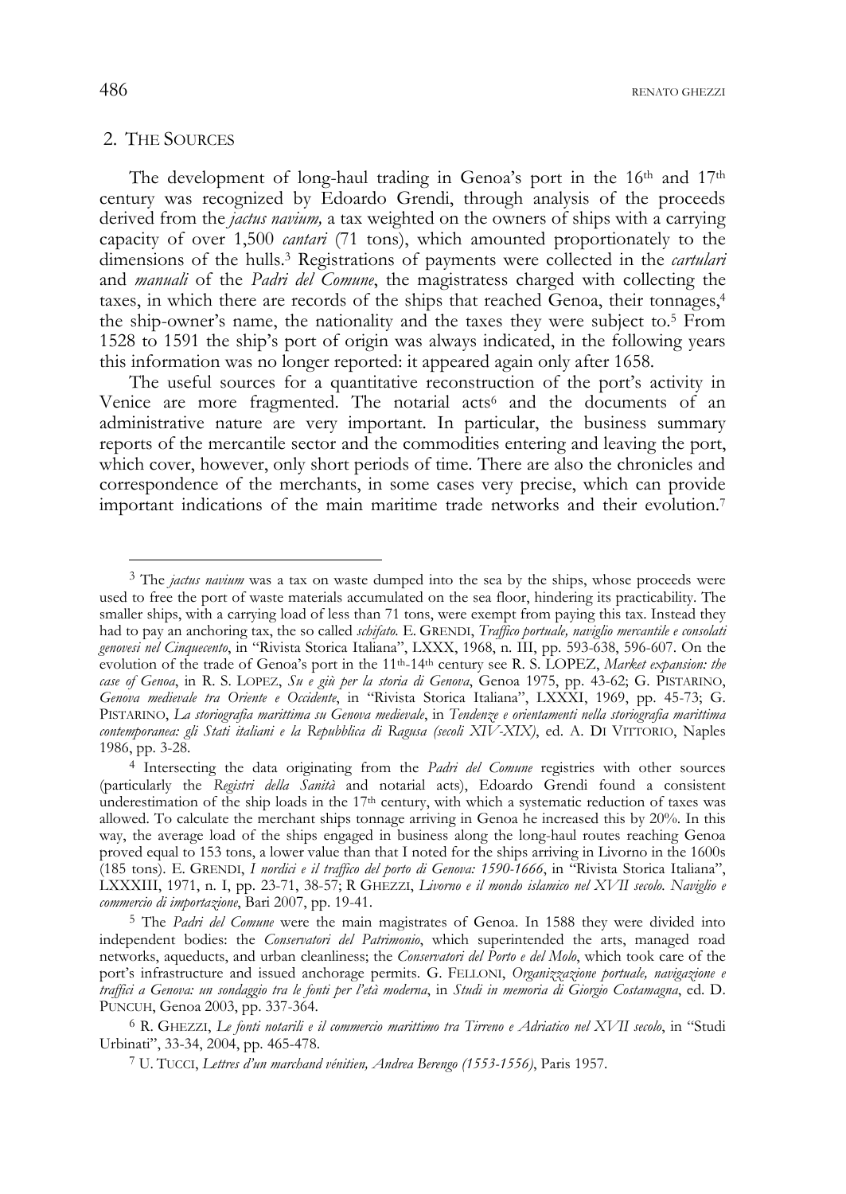## 2. The Sources

The development of long-haul trading in Genoa's port in the 16th and 17th century was recognized by Edoardo Grendi, through analysis of the proceeds derived from the *jactus navium,* a tax weighted on the owners of ships with a carrying capacity of over 1,500 *cantari* (71 tons), which amounted proportionately to the dimensions of the hulls.[3] Registrations of payments were collected in the *cartulari* and *manuali* of the *Padri del Comune*, the magistratess charged with collecting the taxes, in which there are records of the ships that reached Genoa, their tonnages,[4] the ship-owner's name, the nationality and the taxes they were subject to.[5] From 1528 to 1591 the ship's port of origin was always indicated, in the following years this information was no longer reported: it appeared again only after 1658.

The useful sources for a quantitative reconstruction of the port's activity in Venice are more fragmented. The notarial acts[6] and the documents of an administrative nature are very important. In particular, the business summary reports of the mercantile sector and the commodities entering and leaving the port, which cover, however, only short periods of time. There are also the chronicles and correspondence of the merchants, in some cases very precise, which can provide important indications of the main maritime trade networks and their evolution.[7]

---

[3] The *jactus navium* was a tax on waste dumped into the sea by the ships, whose proceeds were used to free the port of waste materials accumulated on the sea floor, hindering its practicability. The smaller ships, with a carrying load of less than 71 tons, were exempt from paying this tax. Instead they had to pay an anchoring tax, the so called *schifato*. E. Grendi, *Traffico portuale, naviglio mercantile e consolati genovesi nel Cinquecento*, in "Rivista Storica Italiana", LXXX, 1968, n. III, pp. 593-638, 596-607. On the evolution of the trade of Genoa's port in the 11th-14th century see R. S. Lopez, *Market expansion: the case of Genoa*, in R. S. Lopez, *Su e giù per la storia di Genova*, Genoa 1975, pp. 43-62; G. Pistarino, *Genova medievale tra Oriente e Occidente*, in "Rivista Storica Italiana", LXXXI, 1969, pp. 45-73; G. Pistarino, *La storiografia marittima su Genova medievale*, in *Tendenze e orientamenti nella storiografia marittima contemporanea: gli Stati italiani e la Repubblica di Ragusa (secoli XIV-XIX)*, ed. A. Di Vittorio, Naples 1986, pp. 3-28.

[4] Intersecting the data originating from the *Padri del Comune* registries with other sources (particularly the *Registri della Sanità* and notarial acts), Edoardo Grendi found a consistent underestimation of the ship loads in the 17th century, with which a systematic reduction of taxes was allowed. To calculate the merchant ships tonnage arriving in Genoa he increased this by 20%. In this way, the average load of the ships engaged in business along the long-haul routes reaching Genoa proved equal to 153 tons, a lower value than that I noted for the ships arriving in Livorno in the 1600s (185 tons). E. Grendi, *I nordici e il traffico del porto di Genova: 1590-1666*, in "Rivista Storica Italiana", LXXXIII, 1971, n. I, pp. 23-71, 38-57; R Ghezzi, *Livorno e il mondo islamico nel XVII secolo. Naviglio e commercio di importazione*, Bari 2007, pp. 19-41.

[5] The *Padri del Comune* were the main magistrates of Genoa. In 1588 they were divided into independent bodies: the *Conservatori del Patrimonio*, which superintended the arts, managed road networks, aqueducts, and urban cleanliness; the *Conservatori del Porto e del Molo*, which took care of the port's infrastructure and issued anchorage permits. G. Felloni, *Organizzazione portuale, navigazione e traffici a Genova: un sondaggio tra le fonti per l'età moderna*, in *Studi in memoria di Giorgio Costamagna*, ed. D. Puncuh, Genoa 2003, pp. 337-364.

[6] R. Ghezzi, *Le fonti notarili e il commercio marittimo tra Tirreno e Adriatico nel XVII secolo*, in "Studi Urbinati", 33-34, 2004, pp. 465-478.

[7] U. Tucci, *Lettres d'un marchand vénitien, Andrea Berengo (1553-1556)*, Paris 1957.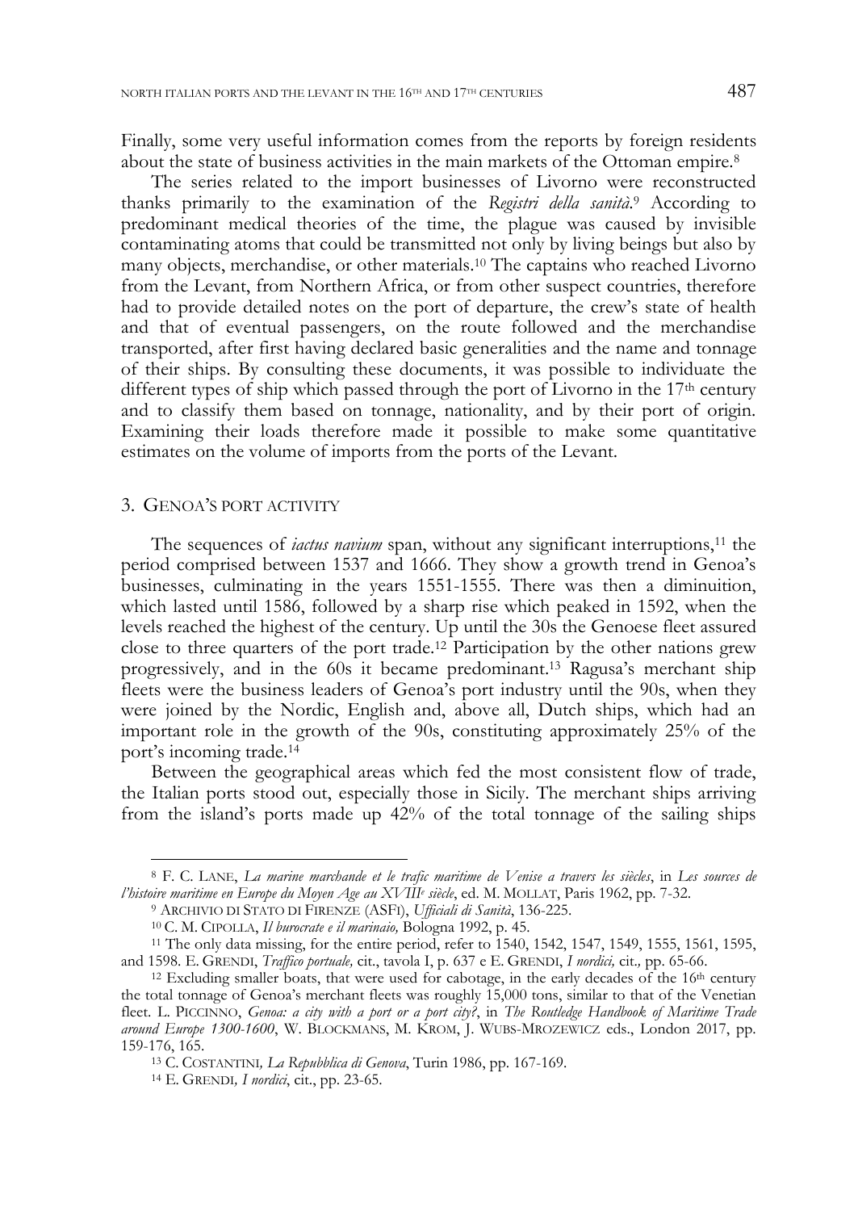Finally, some very useful information comes from the reports by foreign residents about the state of business activities in the main markets of the Ottoman empire.[8]

The series related to the import businesses of Livorno were reconstructed thanks primarily to the examination of the *Registri della sanità*.[9] According to predominant medical theories of the time, the plague was caused by invisible contaminating atoms that could be transmitted not only by living beings but also by many objects, merchandise, or other materials.[10] The captains who reached Livorno from the Levant, from Northern Africa, or from other suspect countries, therefore had to provide detailed notes on the port of departure, the crew's state of health and that of eventual passengers, on the route followed and the merchandise transported, after first having declared basic generalities and the name and tonnage of their ships. By consulting these documents, it was possible to individuate the different types of ship which passed through the port of Livorno in the 17th century and to classify them based on tonnage, nationality, and by their port of origin. Examining their loads therefore made it possible to make some quantitative estimates on the volume of imports from the ports of the Levant.

## 3. GENOA'S PORT ACTIVITY

The sequences of *iactus navium* span, without any significant interruptions,[11] the period comprised between 1537 and 1666. They show a growth trend in Genoa's businesses, culminating in the years 1551-1555. There was then a diminuition, which lasted until 1586, followed by a sharp rise which peaked in 1592, when the levels reached the highest of the century. Up until the 30s the Genoese fleet assured close to three quarters of the port trade.[12] Participation by the other nations grew progressively, and in the 60s it became predominant.[13] Ragusa's merchant ship fleets were the business leaders of Genoa's port industry until the 90s, when they were joined by the Nordic, English and, above all, Dutch ships, which had an important role in the growth of the 90s, constituting approximately 25% of the port's incoming trade.[14]

Between the geographical areas which fed the most consistent flow of trade, the Italian ports stood out, especially those in Sicily. The merchant ships arriving from the island's ports made up 42% of the total tonnage of the sailing ships

---

[8] F. C. LANE, *La marine marchande et le trafic maritime de Venise a travers les siècles*, in *Les sources de l'histoire maritime en Europe du Moyen Age au XVIII^e siècle*, ed. M. MOLLAT, Paris 1962, pp. 7-32.

[9] ARCHIVIO DI STATO DI FIRENZE (ASFI), *Ufficiali di Sanità*, 136-225.

[10] C. M. CIPOLLA, *Il burocrate e il marinaio,* Bologna 1992, p. 45.

[11] The only data missing, for the entire period, refer to 1540, 1542, 1547, 1549, 1555, 1561, 1595, and 1598. E. GRENDI, *Traffico portuale,* cit., tavola I, p. 637 e E. GRENDI, *I nordici,* cit.*,* pp. 65-66.

[12] Excluding smaller boats, that were used for cabotage, in the early decades of the 16th century the total tonnage of Genoa's merchant fleets was roughly 15,000 tons, similar to that of the Venetian fleet. L. PICCINNO, *Genoa: a city with a port or a port city?*, in *The Routledge Handbook of Maritime Trade around Europe 1300-1600*, W. BLOCKMANS, M. KROM, J. WUBS-MROZEWICZ eds., London 2017, pp. 159-176, 165.

[13] C. COSTANTINI*, La Repubblica di Genova*, Turin 1986, pp. 167-169.

[14] E. GRENDI*, I nordici*, cit., pp. 23-65.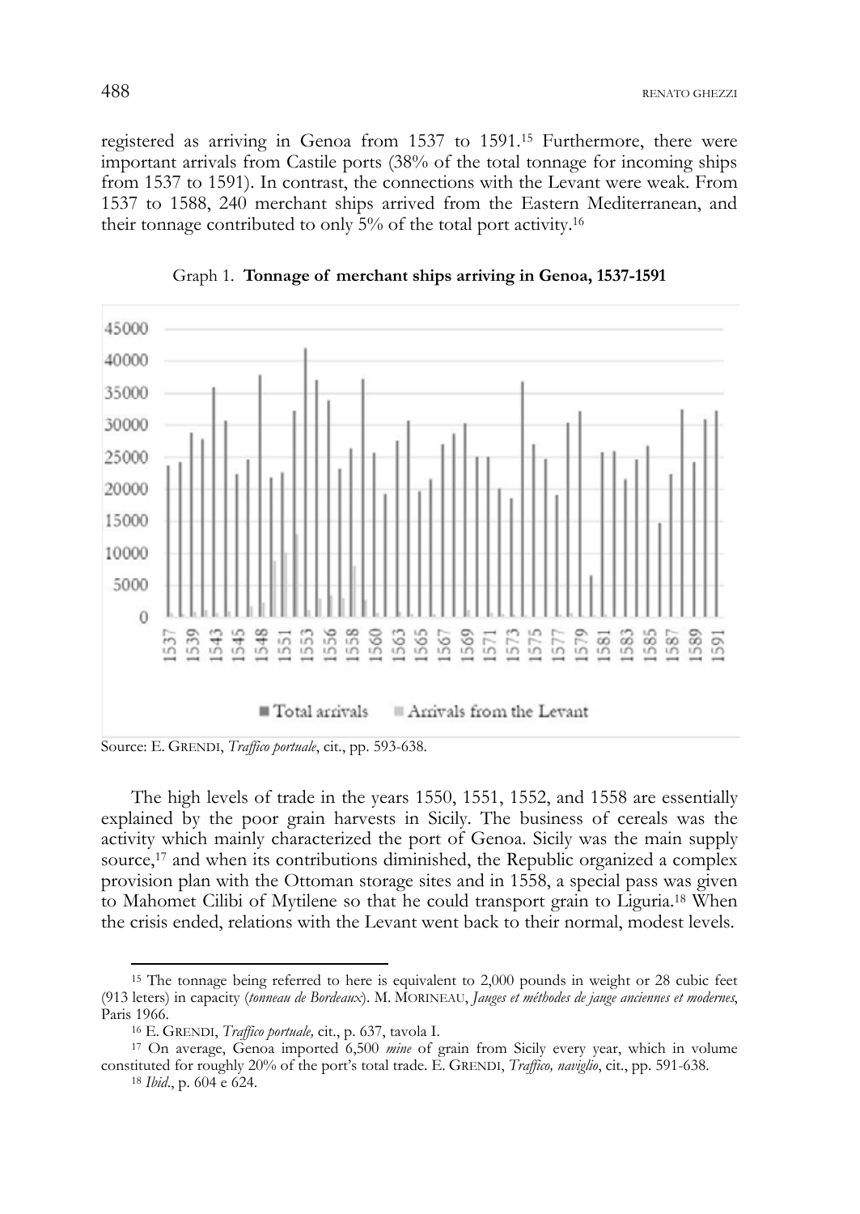registered as arriving in Genoa from 1537 to 1591.[15] Furthermore, there were important arrivals from Castile ports (38% of the total tonnage for incoming ships from 1537 to 1591). In contrast, the connections with the Levant were weak. From 1537 to 1588, 240 merchant ships arrived from the Eastern Mediterranean, and their tonnage contributed to only 5% of the total port activity.[16]

Graph 1. **Tonnage of merchant ships arriving in Genoa, 1537-1591**

Source: E. GRENDI, *Traffico portuale*, cit., pp. 593-638.

The high levels of trade in the years 1550, 1551, 1552, and 1558 are essentially explained by the poor grain harvests in Sicily. The business of cereals was the activity which mainly characterized the port of Genoa. Sicily was the main supply source,[17] and when its contributions diminished, the Republic organized a complex provision plan with the Ottoman storage sites and in 1558, a special pass was given to Mahomet Cilibi of Mytilene so that he could transport grain to Liguria.[18] When the crisis ended, relations with the Levant went back to their normal, modest levels.

---

[15] The tonnage being referred to here is equivalent to 2,000 pounds in weight or 28 cubic feet (913 leters) in capacity (*tonneau de Bordeaux*). M. MORINEAU, *Jauges et méthodes de jauge anciennes et modernes*, Paris 1966.

[16] E. GRENDI, *Traffico portuale,* cit., p. 637, tavola I.

[17] On average, Genoa imported 6,500 *mine* of grain from Sicily every year, which in volume constituted for roughly 20% of the port's total trade. E. GRENDI, *Traffico, naviglio*, cit., pp. 591-638.

[18] *Ibid*., p. 604 e 624.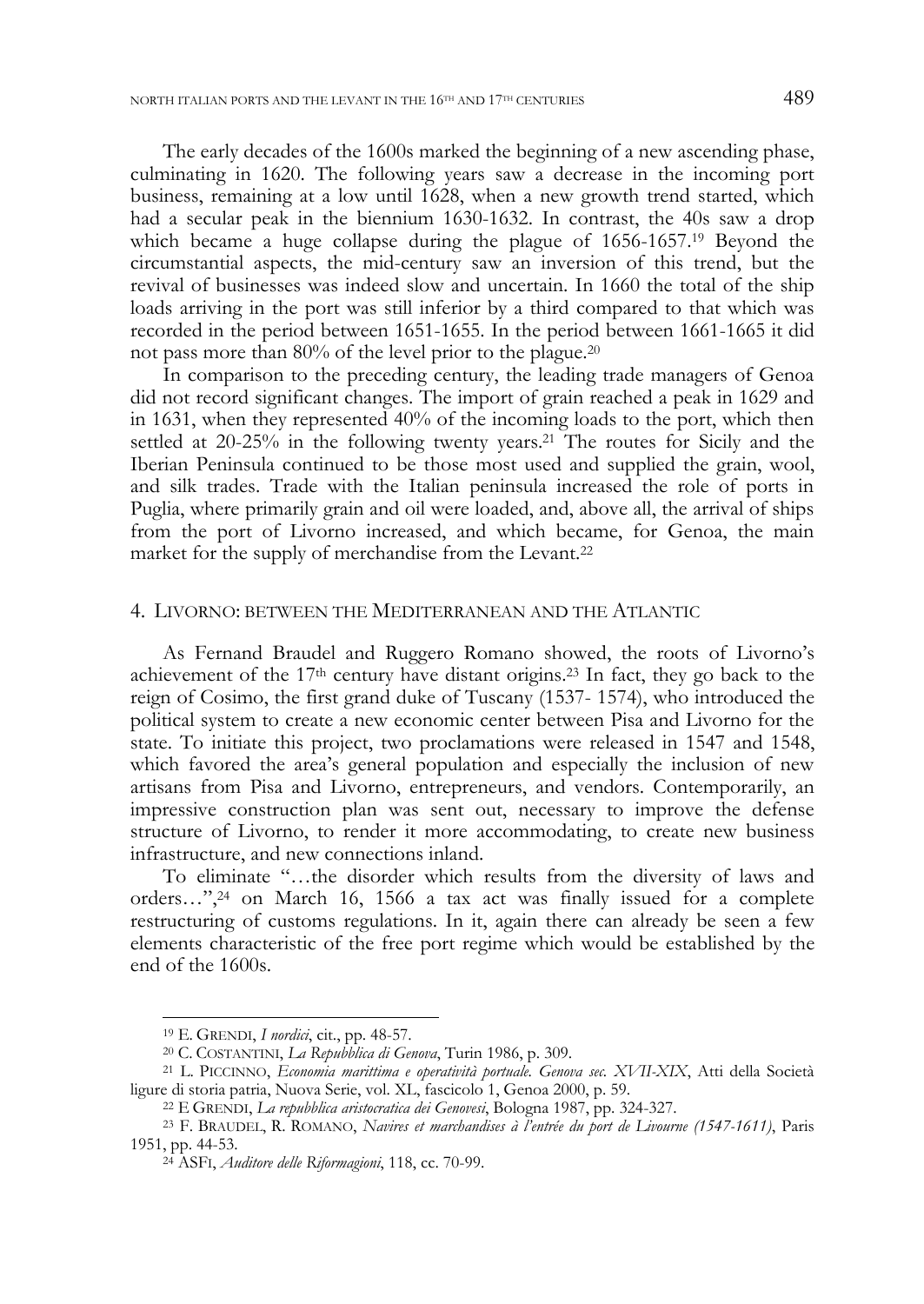The early decades of the 1600s marked the beginning of a new ascending phase, culminating in 1620. The following years saw a decrease in the incoming port business, remaining at a low until 1628, when a new growth trend started, which had a secular peak in the biennium 1630-1632. In contrast, the 40s saw a drop which became a huge collapse during the plague of 1656-1657.[19] Beyond the circumstantial aspects, the mid-century saw an inversion of this trend, but the revival of businesses was indeed slow and uncertain. In 1660 the total of the ship loads arriving in the port was still inferior by a third compared to that which was recorded in the period between 1651-1655. In the period between 1661-1665 it did not pass more than 80% of the level prior to the plague.[20]

In comparison to the preceding century, the leading trade managers of Genoa did not record significant changes. The import of grain reached a peak in 1629 and in 1631, when they represented 40% of the incoming loads to the port, which then settled at 20-25% in the following twenty years.[21] The routes for Sicily and the Iberian Peninsula continued to be those most used and supplied the grain, wool, and silk trades. Trade with the Italian peninsula increased the role of ports in Puglia, where primarily grain and oil were loaded, and, above all, the arrival of ships from the port of Livorno increased, and which became, for Genoa, the main market for the supply of merchandise from the Levant.[22]

## 4. Livorno: between the Mediterranean and the Atlantic

As Fernand Braudel and Ruggero Romano showed, the roots of Livorno's achievement of the 17th century have distant origins.[23] In fact, they go back to the reign of Cosimo, the first grand duke of Tuscany (1537- 1574), who introduced the political system to create a new economic center between Pisa and Livorno for the state. To initiate this project, two proclamations were released in 1547 and 1548, which favored the area's general population and especially the inclusion of new artisans from Pisa and Livorno, entrepreneurs, and vendors. Contemporarily, an impressive construction plan was sent out, necessary to improve the defense structure of Livorno, to render it more accommodating, to create new business infrastructure, and new connections inland.

To eliminate "…the disorder which results from the diversity of laws and orders…",[24] on March 16, 1566 a tax act was finally issued for a complete restructuring of customs regulations. In it, again there can already be seen a few elements characteristic of the free port regime which would be established by the end of the 1600s.

---

[19] E. Grendi, *I nordici*, cit., pp. 48-57.

[20] C. Costantini, *La Repubblica di Genova*, Turin 1986, p. 309.

[21] L. Piccinno, *Economia marittima e operatività portuale. Genova sec. XVII-XIX*, Atti della Società ligure di storia patria, Nuova Serie, vol. XL, fascicolo 1, Genoa 2000, p. 59.

[22] E Grendi, *La repubblica aristocratica dei Genovesi*, Bologna 1987, pp. 324-327.

[23] F. Braudel, R. Romano, *Navires et marchandises à l'entrée du port de Livourne (1547-1611)*, Paris 1951, pp. 44-53.

[24] ASFi, *Auditore delle Riformagioni*, 118, cc. 70-99.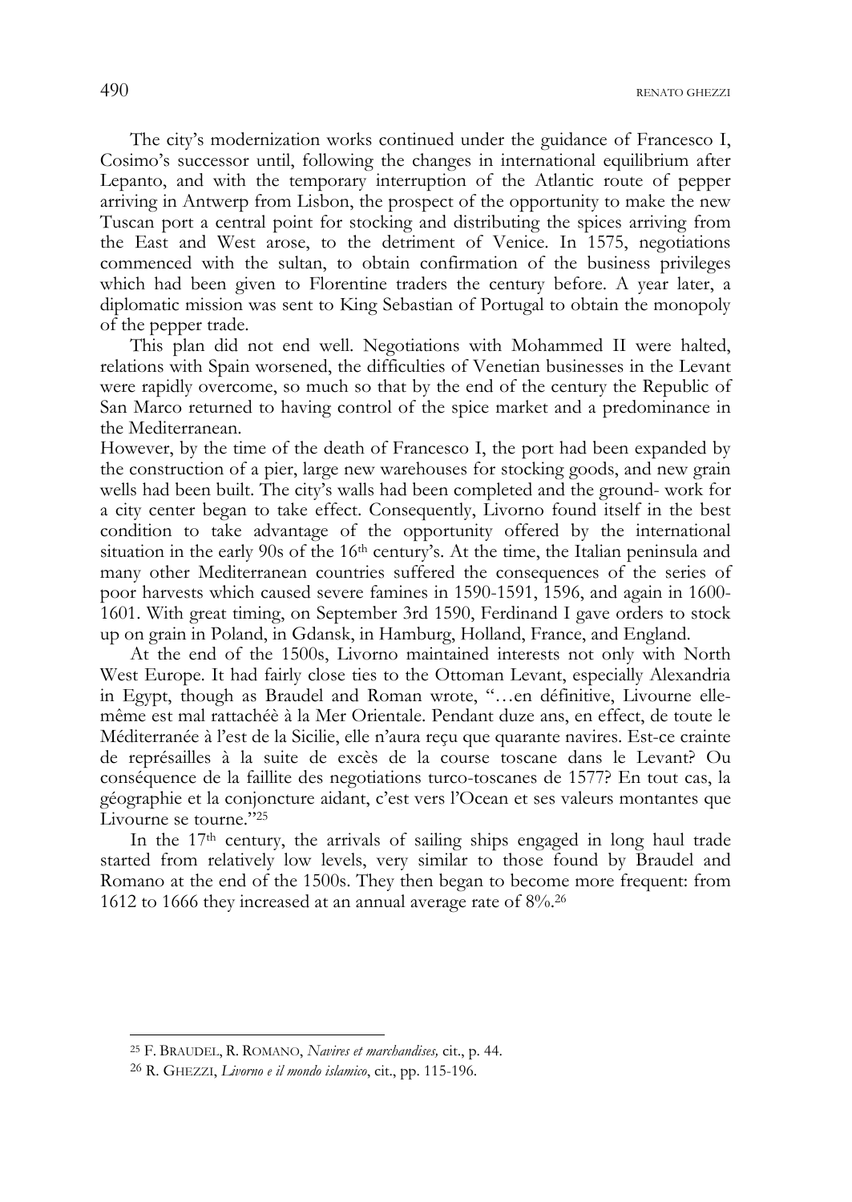The city's modernization works continued under the guidance of Francesco I, Cosimo's successor until, following the changes in international equilibrium after Lepanto, and with the temporary interruption of the Atlantic route of pepper arriving in Antwerp from Lisbon, the prospect of the opportunity to make the new Tuscan port a central point for stocking and distributing the spices arriving from the East and West arose, to the detriment of Venice. In 1575, negotiations commenced with the sultan, to obtain confirmation of the business privileges which had been given to Florentine traders the century before. A year later, a diplomatic mission was sent to King Sebastian of Portugal to obtain the monopoly of the pepper trade.

This plan did not end well. Negotiations with Mohammed II were halted, relations with Spain worsened, the difficulties of Venetian businesses in the Levant were rapidly overcome, so much so that by the end of the century the Republic of San Marco returned to having control of the spice market and a predominance in the Mediterranean.

However, by the time of the death of Francesco I, the port had been expanded by the construction of a pier, large new warehouses for stocking goods, and new grain wells had been built. The city's walls had been completed and the ground- work for a city center began to take effect. Consequently, Livorno found itself in the best condition to take advantage of the opportunity offered by the international situation in the early 90s of the 16th century's. At the time, the Italian peninsula and many other Mediterranean countries suffered the consequences of the series of poor harvests which caused severe famines in 1590-1591, 1596, and again in 1600-1601. With great timing, on September 3rd 1590, Ferdinand I gave orders to stock up on grain in Poland, in Gdansk, in Hamburg, Holland, France, and England.

At the end of the 1500s, Livorno maintained interests not only with North West Europe. It had fairly close ties to the Ottoman Levant, especially Alexandria in Egypt, though as Braudel and Roman wrote, "…en définitive, Livourne elle-même est mal rattachéè à la Mer Orientale. Pendant duze ans, en effect, de toute le Méditerranée à l'est de la Sicilie, elle n'aura reçu que quarante navires. Est-ce crainte de représailles à la suite de excès de la course toscane dans le Levant? Ou conséquence de la faillite des negotiations turco-toscanes de 1577? En tout cas, la géographie et la conjoncture aidant, c'est vers l'Ocean et ses valeurs montantes que Livourne se tourne."[25]

In the 17th century, the arrivals of sailing ships engaged in long haul trade started from relatively low levels, very similar to those found by Braudel and Romano at the end of the 1500s. They then began to become more frequent: from 1612 to 1666 they increased at an annual average rate of 8%.[26]

---

[25] F. BRAUDEL, R. ROMANO, *Navires et marchandises,* cit., p. 44.

[26] R. GHEZZI, *Livorno e il mondo islamico*, cit., pp. 115-196.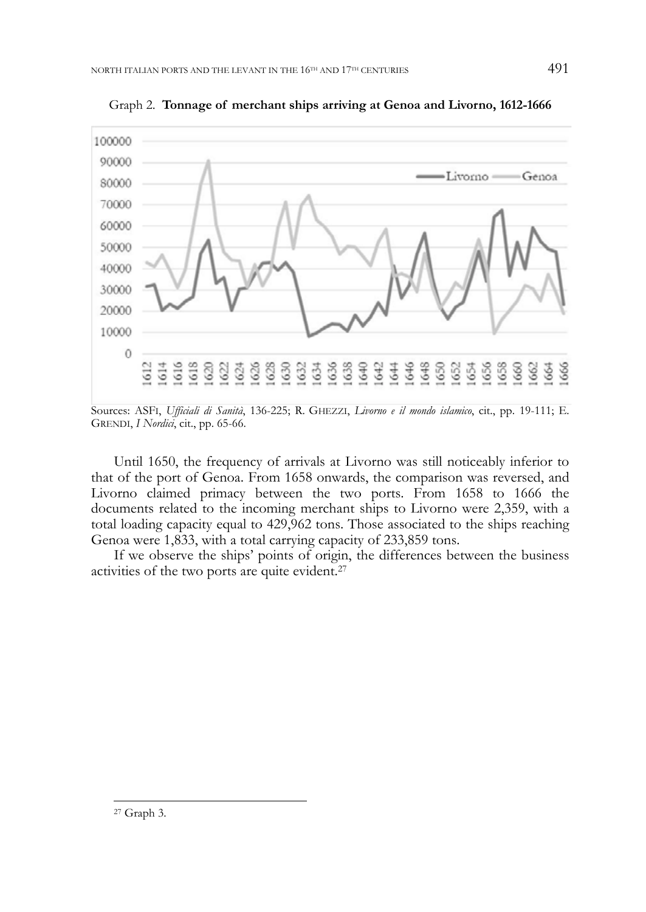Graph 2. **Tonnage of merchant ships arriving at Genoa and Livorno, 1612-1666**

Sources: ASFI, *Ufficiali di Sanità*, 136-225; R. GHEZZI, *Livorno e il mondo islamico*, cit., pp. 19-111; E. GRENDI, *I Nordici*, cit., pp. 65-66.

Until 1650, the frequency of arrivals at Livorno was still noticeably inferior to that of the port of Genoa. From 1658 onwards, the comparison was reversed, and Livorno claimed primacy between the two ports. From 1658 to 1666 the documents related to the incoming merchant ships to Livorno were 2,359, with a total loading capacity equal to 429,962 tons. Those associated to the ships reaching Genoa were 1,833, with a total carrying capacity of 233,859 tons.

If we observe the ships' points of origin, the differences between the business activities of the two ports are quite evident.[27]

---

[27] Graph 3.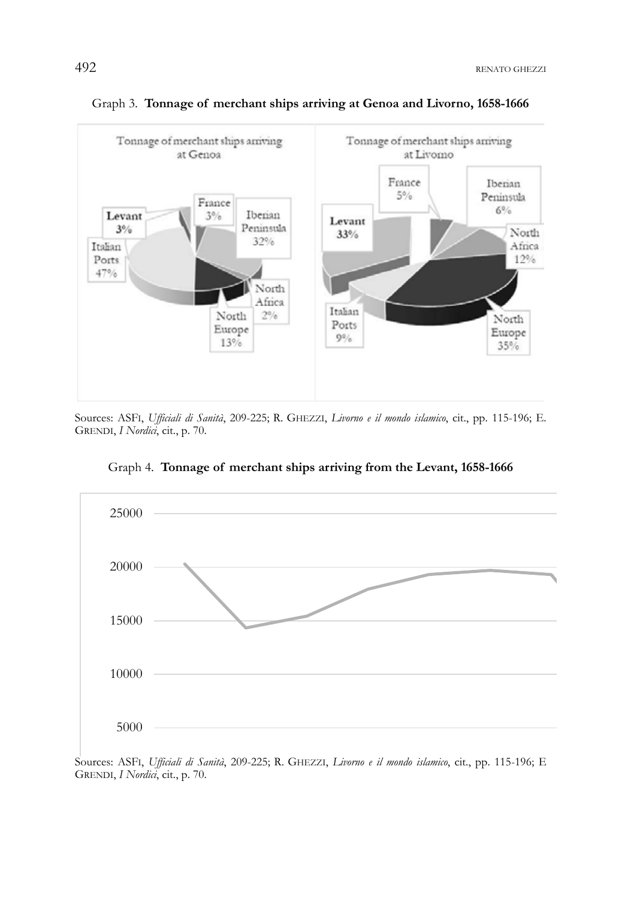Graph 3. **Tonnage of merchant ships arriving at Genoa and Livorno, 1658-1666**

Tonnage of merchant ships arriving at Genoa

| Origin | Share |
|---|---|
| France | 3% |
| Iberian Peninsula | 32% |
| North Africa | 2% |
| North Europe | 13% |
| Italian Ports | 47% |
| Levant | 3% |

Tonnage of merchant ships arriving at Livorno

| Origin | Share |
|---|---|
| France | 5% |
| Iberian Peninsula | 6% |
| North Africa | 12% |
| North Europe | 35% |
| Italian Ports | 9% |
| Levant | 33% |

Sources: ASFI, *Ufficiali di Sanità*, 209-225; R. GHEZZI, *Livorno e il mondo islamico*, cit., pp. 115-196; E. GRENDI, *I Nordici*, cit., p. 70.

Graph 4. **Tonnage of merchant ships arriving from the Levant, 1658-1666**

Sources: ASFI, *Ufficiali di Sanità*, 209-225; R. GHEZZI, *Livorno e il mondo islamico*, cit., pp. 115-196; E GRENDI, *I Nordici*, cit., p. 70.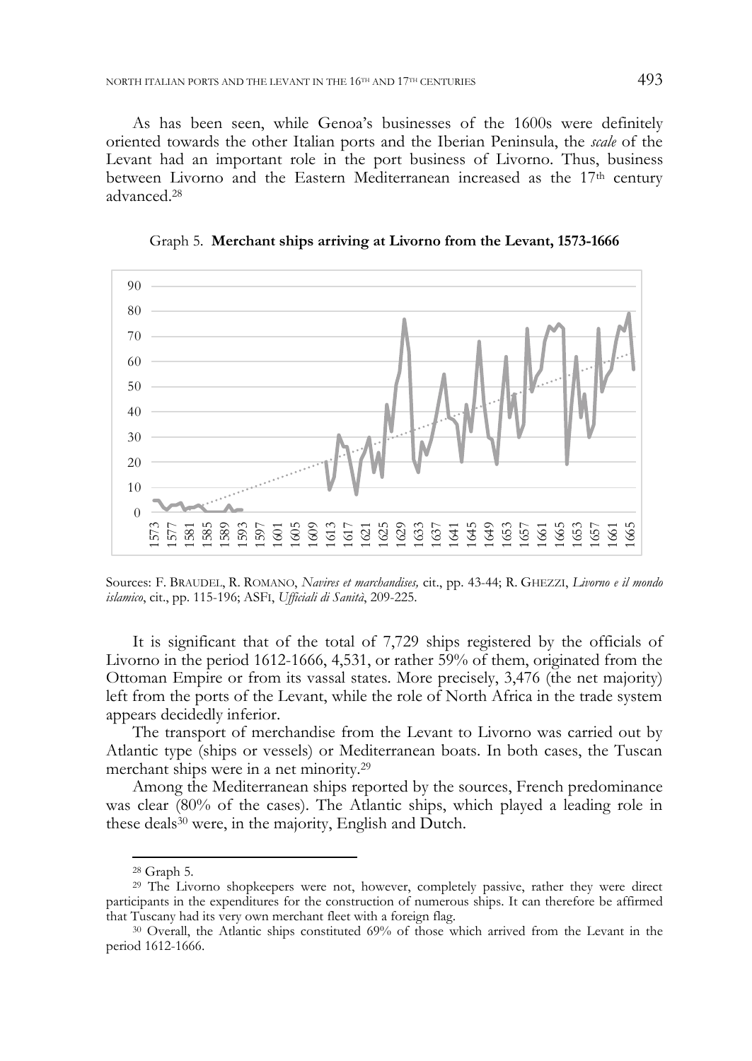As has been seen, while Genoa's businesses of the 1600s were definitely oriented towards the other Italian ports and the Iberian Peninsula, the *scale* of the Levant had an important role in the port business of Livorno. Thus, business between Livorno and the Eastern Mediterranean increased as the 17th century advanced.[28]

Graph 5. **Merchant ships arriving at Livorno from the Levant, 1573-1666**

Sources: F. BRAUDEL, R. ROMANO, *Navires et marchandises,* cit., pp. 43-44; R. GHEZZI, *Livorno e il mondo islamico*, cit., pp. 115-196; ASFI, *Ufficiali di Sanità*, 209-225.

It is significant that of the total of 7,729 ships registered by the officials of Livorno in the period 1612-1666, 4,531, or rather 59% of them, originated from the Ottoman Empire or from its vassal states. More precisely, 3,476 (the net majority) left from the ports of the Levant, while the role of North Africa in the trade system appears decidedly inferior.

The transport of merchandise from the Levant to Livorno was carried out by Atlantic type (ships or vessels) or Mediterranean boats. In both cases, the Tuscan merchant ships were in a net minority.[29]

Among the Mediterranean ships reported by the sources, French predominance was clear (80% of the cases). The Atlantic ships, which played a leading role in these deals[30] were, in the majority, English and Dutch.

[28] Graph 5.

[29] The Livorno shopkeepers were not, however, completely passive, rather they were direct participants in the expenditures for the construction of numerous ships. It can therefore be affirmed that Tuscany had its very own merchant fleet with a foreign flag.

[30] Overall, the Atlantic ships constituted 69% of those which arrived from the Levant in the period 1612-1666.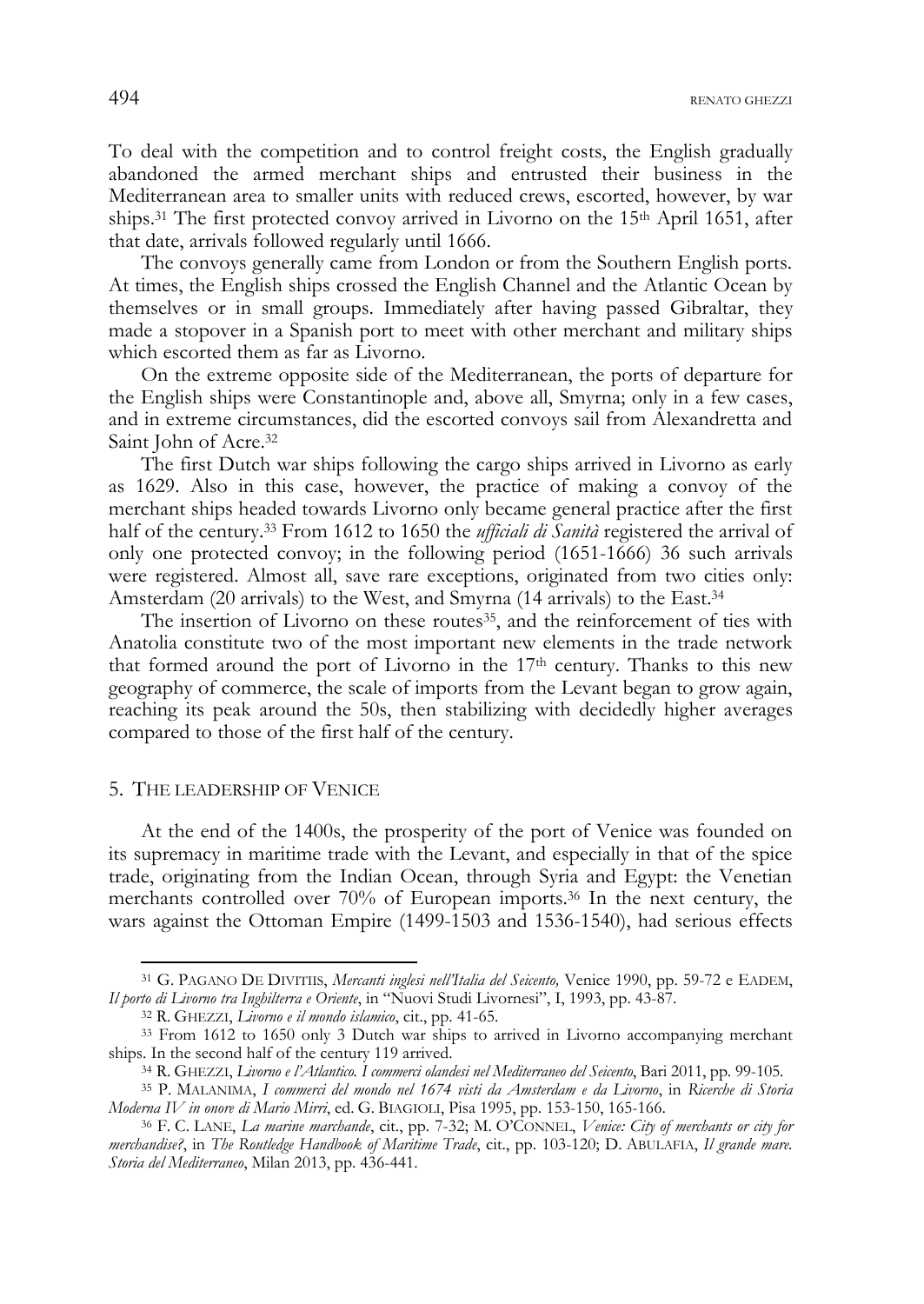To deal with the competition and to control freight costs, the English gradually abandoned the armed merchant ships and entrusted their business in the Mediterranean area to smaller units with reduced crews, escorted, however, by war ships.[31] The first protected convoy arrived in Livorno on the 15th April 1651, after that date, arrivals followed regularly until 1666.

The convoys generally came from London or from the Southern English ports. At times, the English ships crossed the English Channel and the Atlantic Ocean by themselves or in small groups. Immediately after having passed Gibraltar, they made a stopover in a Spanish port to meet with other merchant and military ships which escorted them as far as Livorno.

On the extreme opposite side of the Mediterranean, the ports of departure for the English ships were Constantinople and, above all, Smyrna; only in a few cases, and in extreme circumstances, did the escorted convoys sail from Alexandretta and Saint John of Acre.[32]

The first Dutch war ships following the cargo ships arrived in Livorno as early as 1629. Also in this case, however, the practice of making a convoy of the merchant ships headed towards Livorno only became general practice after the first half of the century.[33] From 1612 to 1650 the *ufficiali di Sanità* registered the arrival of only one protected convoy; in the following period (1651-1666) 36 such arrivals were registered. Almost all, save rare exceptions, originated from two cities only: Amsterdam (20 arrivals) to the West, and Smyrna (14 arrivals) to the East.[34]

The insertion of Livorno on these routes[35], and the reinforcement of ties with Anatolia constitute two of the most important new elements in the trade network that formed around the port of Livorno in the 17th century. Thanks to this new geography of commerce, the scale of imports from the Levant began to grow again, reaching its peak around the 50s, then stabilizing with decidedly higher averages compared to those of the first half of the century.

## 5. The leadership of Venice

At the end of the 1400s, the prosperity of the port of Venice was founded on its supremacy in maritime trade with the Levant, and especially in that of the spice trade, originating from the Indian Ocean, through Syria and Egypt: the Venetian merchants controlled over 70% of European imports.[36] In the next century, the wars against the Ottoman Empire (1499-1503 and 1536-1540), had serious effects

---

[31] G. Pagano De Divitiis, *Mercanti inglesi nell'Italia del Seicento,* Venice 1990, pp. 59-72 e Eadem, *Il porto di Livorno tra Inghilterra e Oriente*, in "Nuovi Studi Livornesi", I, 1993, pp. 43-87.

[32] R. Ghezzi, *Livorno e il mondo islamico*, cit., pp. 41-65.

[33] From 1612 to 1650 only 3 Dutch war ships to arrived in Livorno accompanying merchant ships. In the second half of the century 119 arrived.

[34] R. Ghezzi, *Livorno e l'Atlantico. I commerci olandesi nel Mediterraneo del Seicento*, Bari 2011, pp. 99-105.

[35] P. Malanima, *I commerci del mondo nel 1674 visti da Amsterdam e da Livorno*, in *Ricerche di Storia Moderna IV in onore di Mario Mirri*, ed. G. Biagioli, Pisa 1995, pp. 153-150, 165-166.

[36] F. C. Lane, *La marine marchande*, cit., pp. 7-32; M. O'Connel, *Venice: City of merchants or city for merchandise?*, in *The Routledge Handbook of Maritime Trade*, cit., pp. 103-120; D. Abulafia, *Il grande mare. Storia del Mediterraneo*, Milan 2013, pp. 436-441.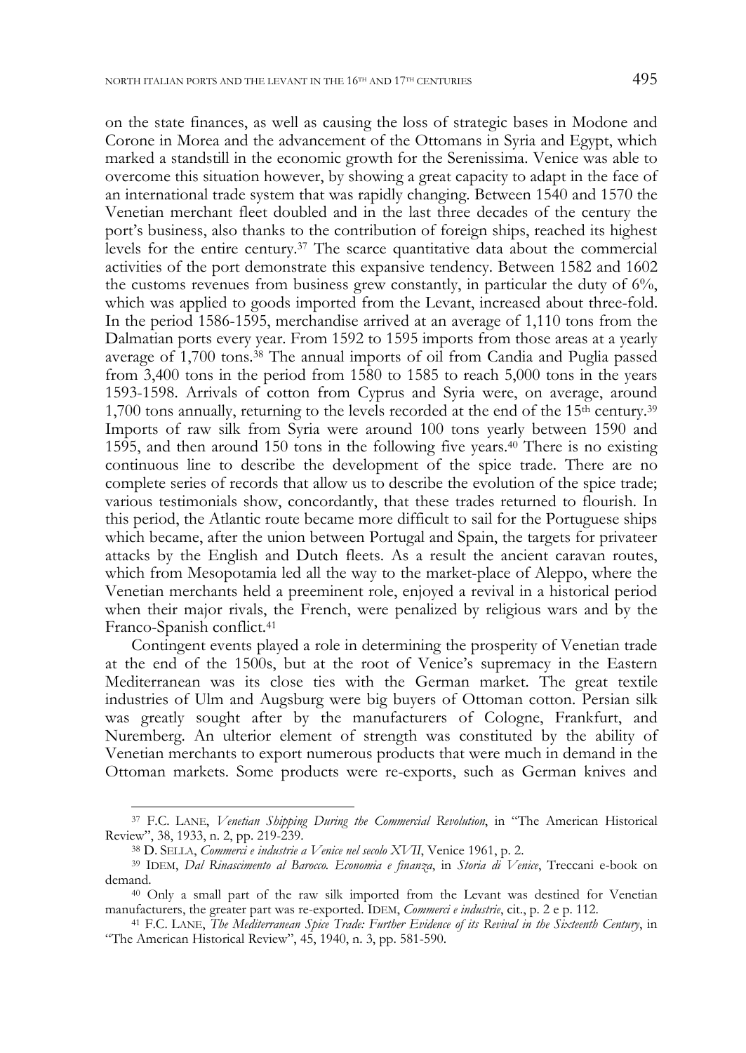on the state finances, as well as causing the loss of strategic bases in Modone and Corone in Morea and the advancement of the Ottomans in Syria and Egypt, which marked a standstill in the economic growth for the Serenissima. Venice was able to overcome this situation however, by showing a great capacity to adapt in the face of an international trade system that was rapidly changing. Between 1540 and 1570 the Venetian merchant fleet doubled and in the last three decades of the century the port's business, also thanks to the contribution of foreign ships, reached its highest levels for the entire century.[37] The scarce quantitative data about the commercial activities of the port demonstrate this expansive tendency. Between 1582 and 1602 the customs revenues from business grew constantly, in particular the duty of 6%, which was applied to goods imported from the Levant, increased about three-fold. In the period 1586-1595, merchandise arrived at an average of 1,110 tons from the Dalmatian ports every year. From 1592 to 1595 imports from those areas at a yearly average of 1,700 tons.[38] The annual imports of oil from Candia and Puglia passed from 3,400 tons in the period from 1580 to 1585 to reach 5,000 tons in the years 1593-1598. Arrivals of cotton from Cyprus and Syria were, on average, around 1,700 tons annually, returning to the levels recorded at the end of the 15th century.[39] Imports of raw silk from Syria were around 100 tons yearly between 1590 and 1595, and then around 150 tons in the following five years.[40] There is no existing continuous line to describe the development of the spice trade. There are no complete series of records that allow us to describe the evolution of the spice trade; various testimonials show, concordantly, that these trades returned to flourish. In this period, the Atlantic route became more difficult to sail for the Portuguese ships which became, after the union between Portugal and Spain, the targets for privateer attacks by the English and Dutch fleets. As a result the ancient caravan routes, which from Mesopotamia led all the way to the market-place of Aleppo, where the Venetian merchants held a preeminent role, enjoyed a revival in a historical period when their major rivals, the French, were penalized by religious wars and by the Franco-Spanish conflict.[41]

Contingent events played a role in determining the prosperity of Venetian trade at the end of the 1500s, but at the root of Venice's supremacy in the Eastern Mediterranean was its close ties with the German market. The great textile industries of Ulm and Augsburg were big buyers of Ottoman cotton. Persian silk was greatly sought after by the manufacturers of Cologne, Frankfurt, and Nuremberg. An ulterior element of strength was constituted by the ability of Venetian merchants to export numerous products that were much in demand in the Ottoman markets. Some products were re-exports, such as German knives and

---

[37] F.C. LANE, *Venetian Shipping During the Commercial Revolution*, in "The American Historical Review", 38, 1933, n. 2, pp. 219-239.

[38] D. SELLA, *Commerci e industrie a Venice nel secolo XVII*, Venice 1961, p. 2.

[39] IDEM, *Dal Rinascimento al Barocco. Economia e finanza*, in *Storia di Venice*, Treccani e-book on demand.

[40] Only a small part of the raw silk imported from the Levant was destined for Venetian manufacturers, the greater part was re-exported. IDEM, *Commerci e industrie*, cit., p. 2 e p. 112.

[41] F.C. LANE, *The Mediterranean Spice Trade: Further Evidence of its Revival in the Sixteenth Century*, in "The American Historical Review", 45, 1940, n. 3, pp. 581-590.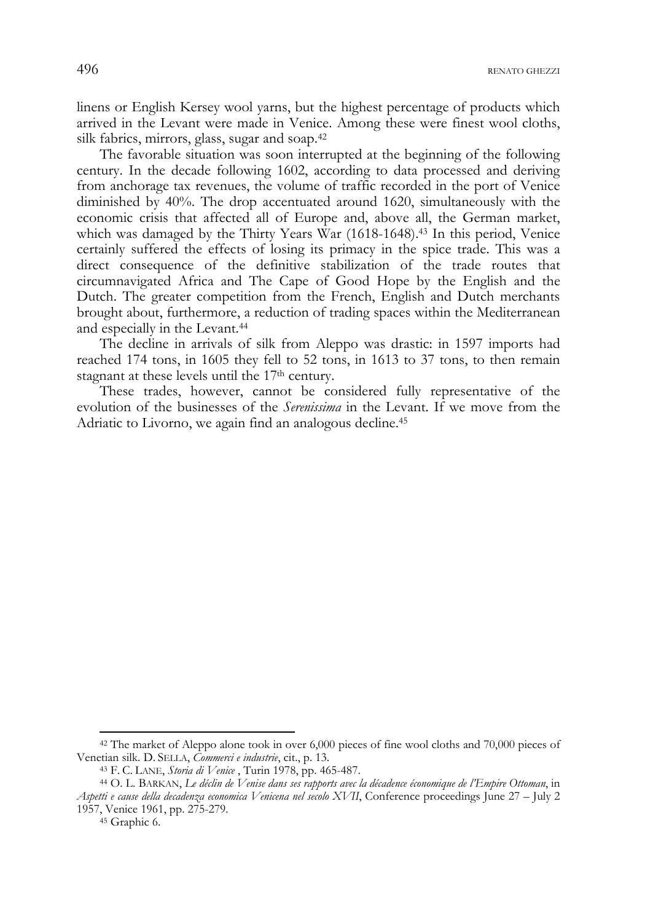linens or English Kersey wool yarns, but the highest percentage of products which arrived in the Levant were made in Venice. Among these were finest wool cloths, silk fabrics, mirrors, glass, sugar and soap.[42]

The favorable situation was soon interrupted at the beginning of the following century. In the decade following 1602, according to data processed and deriving from anchorage tax revenues, the volume of traffic recorded in the port of Venice diminished by 40%. The drop accentuated around 1620, simultaneously with the economic crisis that affected all of Europe and, above all, the German market, which was damaged by the Thirty Years War (1618-1648).[43] In this period, Venice certainly suffered the effects of losing its primacy in the spice trade. This was a direct consequence of the definitive stabilization of the trade routes that circumnavigated Africa and The Cape of Good Hope by the English and the Dutch. The greater competition from the French, English and Dutch merchants brought about, furthermore, a reduction of trading spaces within the Mediterranean and especially in the Levant.[44]

The decline in arrivals of silk from Aleppo was drastic: in 1597 imports had reached 174 tons, in 1605 they fell to 52 tons, in 1613 to 37 tons, to then remain stagnant at these levels until the 17th century.

These trades, however, cannot be considered fully representative of the evolution of the businesses of the *Serenissima* in the Levant. If we move from the Adriatic to Livorno, we again find an analogous decline.[45]

---

[42] The market of Aleppo alone took in over 6,000 pieces of fine wool cloths and 70,000 pieces of Venetian silk. D. SELLA, *Commerci e industrie*, cit., p. 13.

[43] F. C. LANE, *Storia di Venice* , Turin 1978, pp. 465-487.

[44] O. L. BARKAN, *Le déclin de Venise dans ses rapports avec la décadence économique de l'Empire Ottoman*, in *Aspetti e cause della decadenza economica Venicena nel secolo XVII*, Conference proceedings June 27 – July 2 1957, Venice 1961, pp. 275-279.

[45] Graphic 6.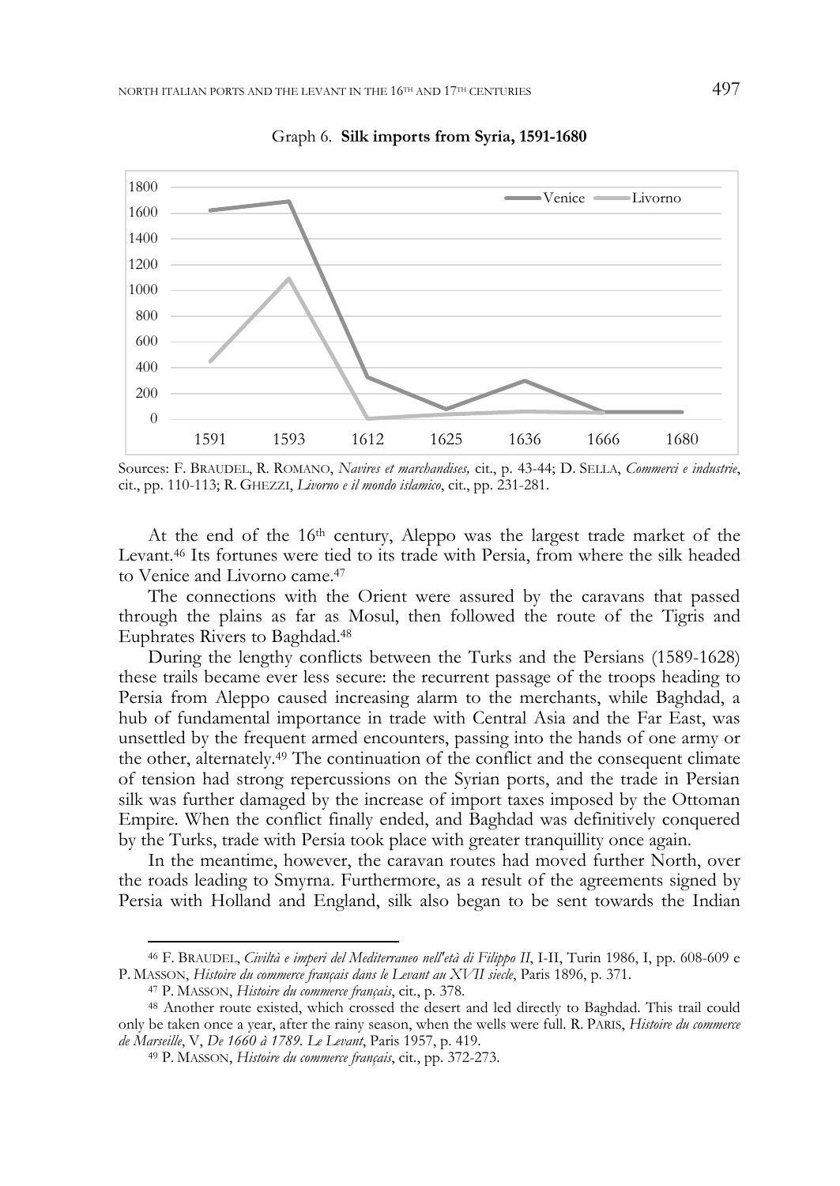Graph 6. **Silk imports from Syria, 1591-1680**

Sources: F. BRAUDEL, R. ROMANO, *Navires et marchandises,* cit., p. 43-44; D. SELLA, *Commerci e industrie*, cit., pp. 110-113; R. GHEZZI, *Livorno e il mondo islamico*, cit., pp. 231-281.

At the end of the 16th century, Aleppo was the largest trade market of the Levant.[46] Its fortunes were tied to its trade with Persia, from where the silk headed to Venice and Livorno came.[47]

The connections with the Orient were assured by the caravans that passed through the plains as far as Mosul, then followed the route of the Tigris and Euphrates Rivers to Baghdad.[48]

During the lengthy conflicts between the Turks and the Persians (1589-1628) these trails became ever less secure: the recurrent passage of the troops heading to Persia from Aleppo caused increasing alarm to the merchants, while Baghdad, a hub of fundamental importance in trade with Central Asia and the Far East, was unsettled by the frequent armed encounters, passing into the hands of one army or the other, alternately.[49] The continuation of the conflict and the consequent climate of tension had strong repercussions on the Syrian ports, and the trade in Persian silk was further damaged by the increase of import taxes imposed by the Ottoman Empire. When the conflict finally ended, and Baghdad was definitively conquered by the Turks, trade with Persia took place with greater tranquillity once again.

In the meantime, however, the caravan routes had moved further North, over the roads leading to Smyrna. Furthermore, as a result of the agreements signed by Persia with Holland and England, silk also began to be sent towards the Indian

[46] F. BRAUDEL, *Civiltà e imperi del Mediterraneo nell'età di Filippo II*, I-II, Turin 1986, I, pp. 608-609 e P. MASSON, *Histoire du commerce français dans le Levant au XVII siecle*, Paris 1896, p. 371.

[47] P. MASSON, *Histoire du commerce français*, cit., p. 378.

[48] Another route existed, which crossed the desert and led directly to Baghdad. This trail could only be taken once a year, after the rainy season, when the wells were full. R. PARIS, *Histoire du commerce de Marseille*, V, *De 1660 à 1789. Le Levant*, Paris 1957, p. 419.

[49] P. MASSON, *Histoire du commerce français*, cit., pp. 372-273.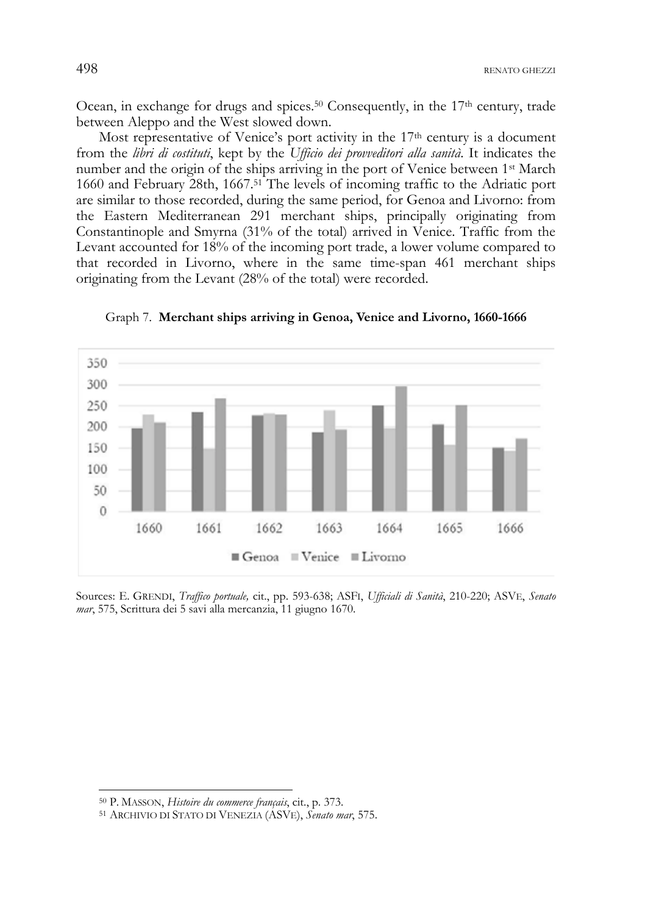Ocean, in exchange for drugs and spices.[50] Consequently, in the 17th century, trade between Aleppo and the West slowed down.

Most representative of Venice's port activity in the 17th century is a document from the *libri di costituti*, kept by the *Ufficio dei provveditori alla sanità*. It indicates the number and the origin of the ships arriving in the port of Venice between 1st March 1660 and February 28th, 1667.[51] The levels of incoming traffic to the Adriatic port are similar to those recorded, during the same period, for Genoa and Livorno: from the Eastern Mediterranean 291 merchant ships, principally originating from Constantinople and Smyrna (31% of the total) arrived in Venice. Traffic from the Levant accounted for 18% of the incoming port trade, a lower volume compared to that recorded in Livorno, where in the same time-span 461 merchant ships originating from the Levant (28% of the total) were recorded.

Graph 7. **Merchant ships arriving in Genoa, Venice and Livorno, 1660-1666**

Sources: E. GRENDI, *Traffico portuale,* cit., pp. 593-638; ASFI, *Ufficiali di Sanità*, 210-220; ASVE, *Senato mar*, 575, Scrittura dei 5 savi alla mercanzia, 11 giugno 1670.

---

[50] P. MASSON, *Histoire du commerce français*, cit., p. 373.

[51] ARCHIVIO DI STATO DI VENEZIA (ASVE), *Senato mar*, 575.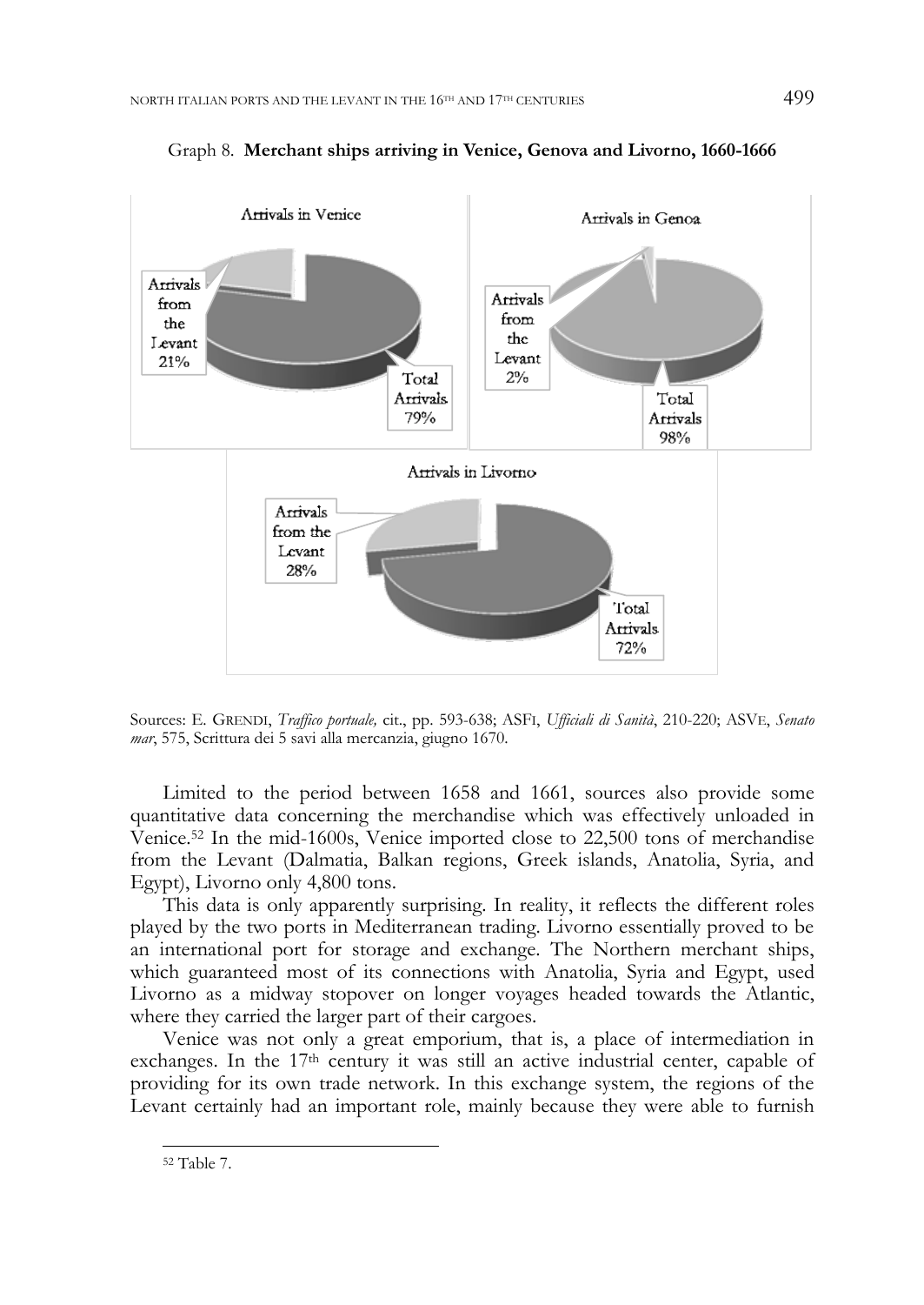Graph 8. **Merchant ships arriving in Venice, Genova and Livorno, 1660-1666**

Arrivals in Venice

Arrivals from the Levant 21%

Total Arrivals 79%

Arrivals in Genoa

Arrivals from the Levant 2%

Total Arrivals 98%

Arrivals in Livorno

Arrivals from the Levant 28%

Total Arrivals 72%

Sources: E. GRENDI, *Traffico portuale,* cit., pp. 593-638; ASFI, *Ufficiali di Sanità*, 210-220; ASVE, *Senato mar*, 575, Scrittura dei 5 savi alla mercanzia, giugno 1670.

Limited to the period between 1658 and 1661, sources also provide some quantitative data concerning the merchandise which was effectively unloaded in Venice.[52] In the mid-1600s, Venice imported close to 22,500 tons of merchandise from the Levant (Dalmatia, Balkan regions, Greek islands, Anatolia, Syria, and Egypt), Livorno only 4,800 tons.

This data is only apparently surprising. In reality, it reflects the different roles played by the two ports in Mediterranean trading. Livorno essentially proved to be an international port for storage and exchange. The Northern merchant ships, which guaranteed most of its connections with Anatolia, Syria and Egypt, used Livorno as a midway stopover on longer voyages headed towards the Atlantic, where they carried the larger part of their cargoes.

Venice was not only a great emporium, that is, a place of intermediation in exchanges. In the 17th century it was still an active industrial center, capable of providing for its own trade network. In this exchange system, the regions of the Levant certainly had an important role, mainly because they were able to furnish

---

[52] Table 7.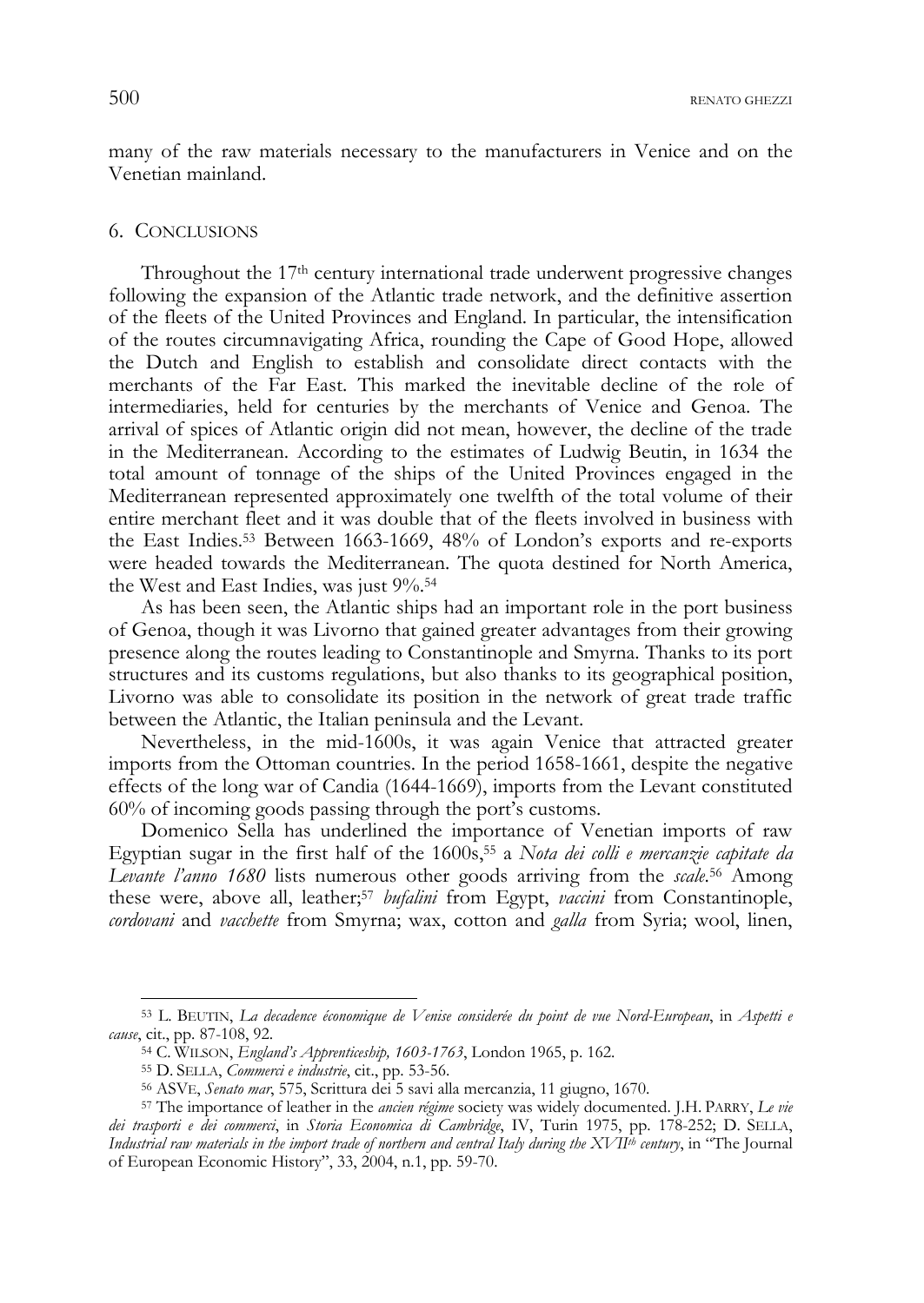many of the raw materials necessary to the manufacturers in Venice and on the Venetian mainland.

## 6. Conclusions

Throughout the 17th century international trade underwent progressive changes following the expansion of the Atlantic trade network, and the definitive assertion of the fleets of the United Provinces and England. In particular, the intensification of the routes circumnavigating Africa, rounding the Cape of Good Hope, allowed the Dutch and English to establish and consolidate direct contacts with the merchants of the Far East. This marked the inevitable decline of the role of intermediaries, held for centuries by the merchants of Venice and Genoa. The arrival of spices of Atlantic origin did not mean, however, the decline of the trade in the Mediterranean. According to the estimates of Ludwig Beutin, in 1634 the total amount of tonnage of the ships of the United Provinces engaged in the Mediterranean represented approximately one twelfth of the total volume of their entire merchant fleet and it was double that of the fleets involved in business with the East Indies.[53] Between 1663-1669, 48% of London's exports and re-exports were headed towards the Mediterranean. The quota destined for North America, the West and East Indies, was just 9%.[54]

As has been seen, the Atlantic ships had an important role in the port business of Genoa, though it was Livorno that gained greater advantages from their growing presence along the routes leading to Constantinople and Smyrna. Thanks to its port structures and its customs regulations, but also thanks to its geographical position, Livorno was able to consolidate its position in the network of great trade traffic between the Atlantic, the Italian peninsula and the Levant.

Nevertheless, in the mid-1600s, it was again Venice that attracted greater imports from the Ottoman countries. In the period 1658-1661, despite the negative effects of the long war of Candia (1644-1669), imports from the Levant constituted 60% of incoming goods passing through the port's customs.

Domenico Sella has underlined the importance of Venetian imports of raw Egyptian sugar in the first half of the 1600s,[55] a *Nota dei colli e mercanzie capitate da Levante l'anno 1680* lists numerous other goods arriving from the *scale*.[56] Among these were, above all, leather;[57] *bufalini* from Egypt, *vaccini* from Constantinople, *cordovani* and *vacchette* from Smyrna; wax, cotton and *galla* from Syria; wool, linen,

---

[53] L. Beutin, *La decadence économique de Venise considerée du point de vue Nord-European*, in *Aspetti e cause*, cit., pp. 87-108, 92.

[54] C. Wilson, *England's Apprenticeship, 1603-1763*, London 1965, p. 162.

[55] D. Sella, *Commerci e industrie*, cit., pp. 53-56.

[56] ASVE, *Senato mar*, 575, Scrittura dei 5 savi alla mercanzia, 11 giugno, 1670.

[57] The importance of leather in the *ancien régime* society was widely documented. J.H. Parry, *Le vie dei trasporti e dei commerci*, in *Storia Economica di Cambridge*, IV, Turin 1975, pp. 178-252; D. Sella, *Industrial raw materials in the import trade of northern and central Italy during the XVIIth century*, in "The Journal of European Economic History", 33, 2004, n.1, pp. 59-70.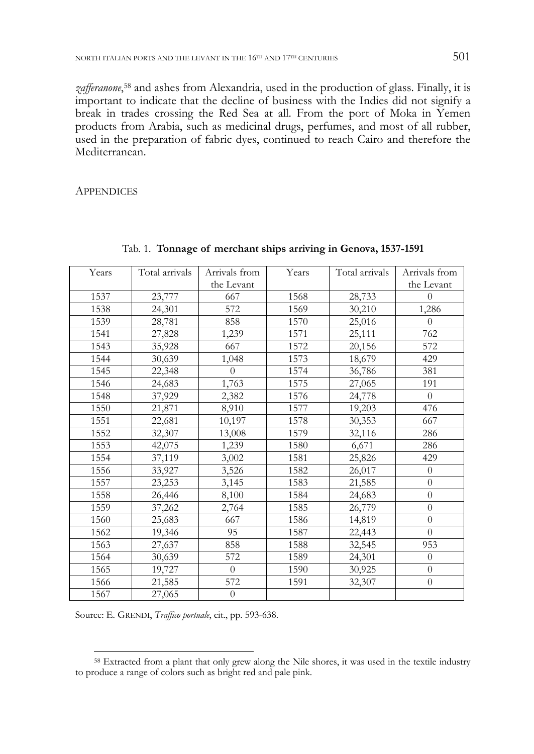*zafferanone*,[58] and ashes from Alexandria, used in the production of glass. Finally, it is important to indicate that the decline of business with the Indies did not signify a break in trades crossing the Red Sea at all. From the port of Moka in Yemen products from Arabia, such as medicinal drugs, perfumes, and most of all rubber, used in the preparation of fabric dyes, continued to reach Cairo and therefore the Mediterranean.

## Appendices

Tab. 1. **Tonnage of merchant ships arriving in Genova, 1537-1591**

| Years | Total arrivals | Arrivals from the Levant | Years | Total arrivals | Arrivals from the Levant |
|---|---|---|---|---|---|
| 1537 | 23,777 | 667 | 1568 | 28,733 | 0 |
| 1538 | 24,301 | 572 | 1569 | 30,210 | 1,286 |
| 1539 | 28,781 | 858 | 1570 | 25,016 | 0 |
| 1541 | 27,828 | 1,239 | 1571 | 25,111 | 762 |
| 1543 | 35,928 | 667 | 1572 | 20,156 | 572 |
| 1544 | 30,639 | 1,048 | 1573 | 18,679 | 429 |
| 1545 | 22,348 | 0 | 1574 | 36,786 | 381 |
| 1546 | 24,683 | 1,763 | 1575 | 27,065 | 191 |
| 1548 | 37,929 | 2,382 | 1576 | 24,778 | 0 |
| 1550 | 21,871 | 8,910 | 1577 | 19,203 | 476 |
| 1551 | 22,681 | 10,197 | 1578 | 30,353 | 667 |
| 1552 | 32,307 | 13,008 | 1579 | 32,116 | 286 |
| 1553 | 42,075 | 1,239 | 1580 | 6,671 | 286 |
| 1554 | 37,119 | 3,002 | 1581 | 25,826 | 429 |
| 1556 | 33,927 | 3,526 | 1582 | 26,017 | 0 |
| 1557 | 23,253 | 3,145 | 1583 | 21,585 | 0 |
| 1558 | 26,446 | 8,100 | 1584 | 24,683 | 0 |
| 1559 | 37,262 | 2,764 | 1585 | 26,779 | 0 |
| 1560 | 25,683 | 667 | 1586 | 14,819 | 0 |
| 1562 | 19,346 | 95 | 1587 | 22,443 | 0 |
| 1563 | 27,637 | 858 | 1588 | 32,545 | 953 |
| 1564 | 30,639 | 572 | 1589 | 24,301 | 0 |
| 1565 | 19,727 | 0 | 1590 | 30,925 | 0 |
| 1566 | 21,585 | 572 | 1591 | 32,307 | 0 |
| 1567 | 27,065 | 0 | | | |

Source: E. Grendi, *Traffico portuale*, cit., pp. 593-638.

[58] Extracted from a plant that only grew along the Nile shores, it was used in the textile industry to produce a range of colors such as bright red and pale pink.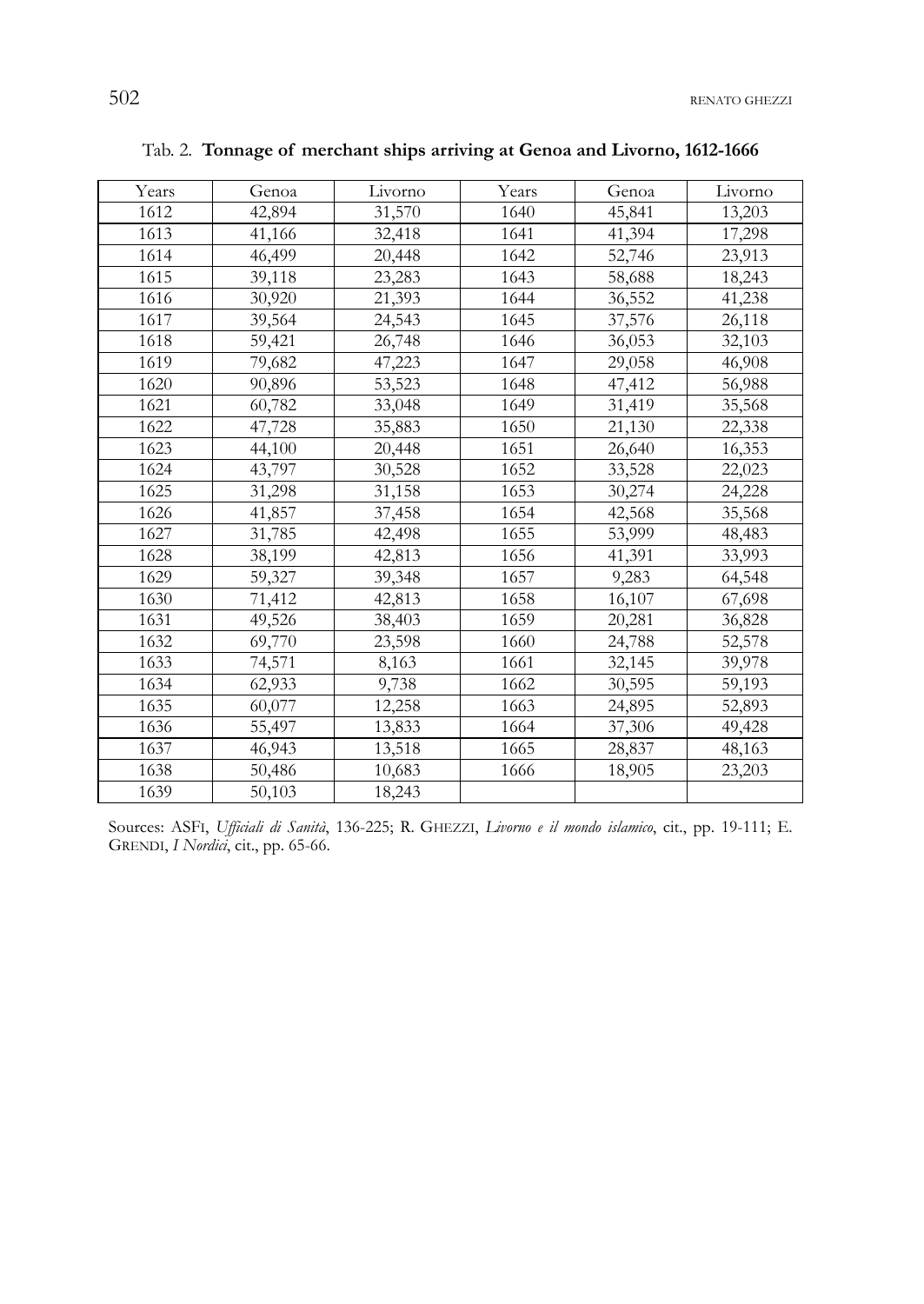Tab. 2. **Tonnage of merchant ships arriving at Genoa and Livorno, 1612-1666**

| Years | Genoa | Livorno | Years | Genoa | Livorno |
|---|---|---|---|---|---|
| 1612 | 42,894 | 31,570 | 1640 | 45,841 | 13,203 |
| 1613 | 41,166 | 32,418 | 1641 | 41,394 | 17,298 |
| 1614 | 46,499 | 20,448 | 1642 | 52,746 | 23,913 |
| 1615 | 39,118 | 23,283 | 1643 | 58,688 | 18,243 |
| 1616 | 30,920 | 21,393 | 1644 | 36,552 | 41,238 |
| 1617 | 39,564 | 24,543 | 1645 | 37,576 | 26,118 |
| 1618 | 59,421 | 26,748 | 1646 | 36,053 | 32,103 |
| 1619 | 79,682 | 47,223 | 1647 | 29,058 | 46,908 |
| 1620 | 90,896 | 53,523 | 1648 | 47,412 | 56,988 |
| 1621 | 60,782 | 33,048 | 1649 | 31,419 | 35,568 |
| 1622 | 47,728 | 35,883 | 1650 | 21,130 | 22,338 |
| 1623 | 44,100 | 20,448 | 1651 | 26,640 | 16,353 |
| 1624 | 43,797 | 30,528 | 1652 | 33,528 | 22,023 |
| 1625 | 31,298 | 31,158 | 1653 | 30,274 | 24,228 |
| 1626 | 41,857 | 37,458 | 1654 | 42,568 | 35,568 |
| 1627 | 31,785 | 42,498 | 1655 | 53,999 | 48,483 |
| 1628 | 38,199 | 42,813 | 1656 | 41,391 | 33,993 |
| 1629 | 59,327 | 39,348 | 1657 | 9,283 | 64,548 |
| 1630 | 71,412 | 42,813 | 1658 | 16,107 | 67,698 |
| 1631 | 49,526 | 38,403 | 1659 | 20,281 | 36,828 |
| 1632 | 69,770 | 23,598 | 1660 | 24,788 | 52,578 |
| 1633 | 74,571 | 8,163 | 1661 | 32,145 | 39,978 |
| 1634 | 62,933 | 9,738 | 1662 | 30,595 | 59,193 |
| 1635 | 60,077 | 12,258 | 1663 | 24,895 | 52,893 |
| 1636 | 55,497 | 13,833 | 1664 | 37,306 | 49,428 |
| 1637 | 46,943 | 13,518 | 1665 | 28,837 | 48,163 |
| 1638 | 50,486 | 10,683 | 1666 | 18,905 | 23,203 |
| 1639 | 50,103 | 18,243 | | | |

Sources: ASFI, *Ufficiali di Sanità*, 136-225; R. GHEZZI, *Livorno e il mondo islamico*, cit., pp. 19-111; E. GRENDI, *I Nordici*, cit., pp. 65-66.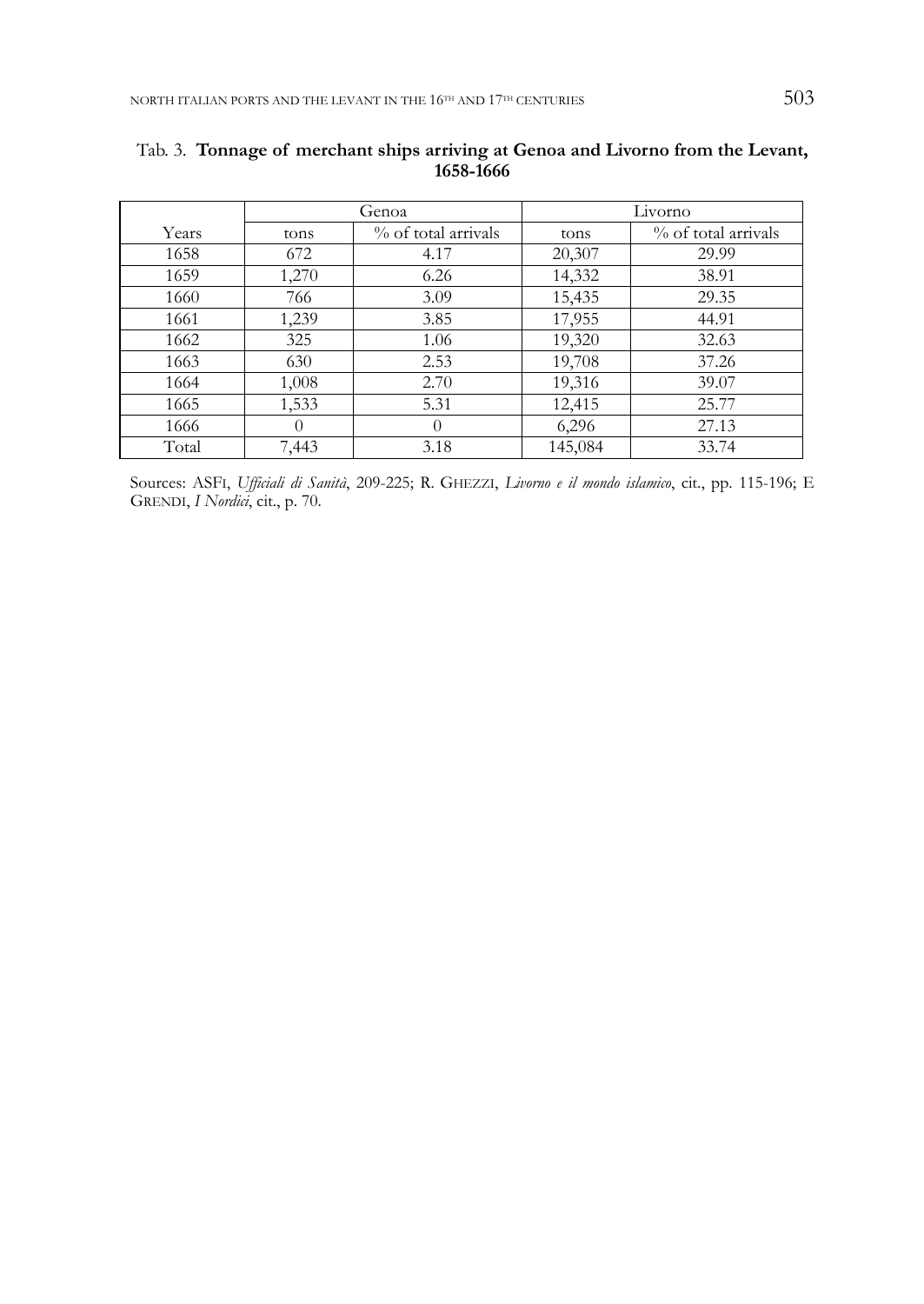Tab. 3. **Tonnage of merchant ships arriving at Genoa and Livorno from the Levant, 1658-1666**

| | Genoa | | Livorno | |
|---|---|---|---|---|
| Years | tons | % of total arrivals | tons | % of total arrivals |
| 1658 | 672 | 4.17 | 20,307 | 29.99 |
| 1659 | 1,270 | 6.26 | 14,332 | 38.91 |
| 1660 | 766 | 3.09 | 15,435 | 29.35 |
| 1661 | 1,239 | 3.85 | 17,955 | 44.91 |
| 1662 | 325 | 1.06 | 19,320 | 32.63 |
| 1663 | 630 | 2.53 | 19,708 | 37.26 |
| 1664 | 1,008 | 2.70 | 19,316 | 39.07 |
| 1665 | 1,533 | 5.31 | 12,415 | 25.77 |
| 1666 | 0 | 0 | 6,296 | 27.13 |
| Total | 7,443 | 3.18 | 145,084 | 33.74 |

Sources: ASFI, *Ufficiali di Sanità*, 209-225; R. GHEZZI, *Livorno e il mondo islamico*, cit., pp. 115-196; E GRENDI, *I Nordici*, cit., p. 70.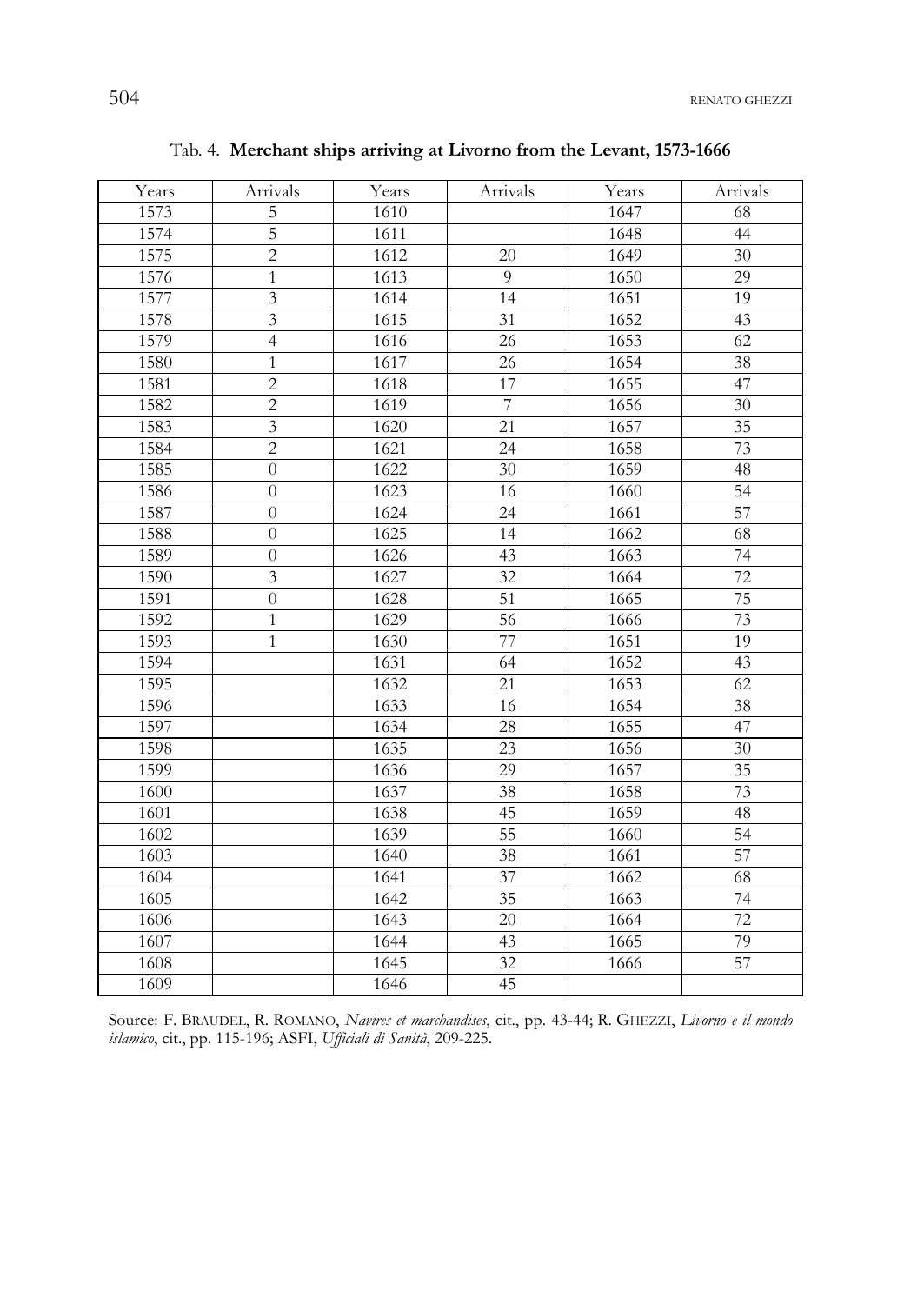Tab. 4. **Merchant ships arriving at Livorno from the Levant, 1573-1666**

| Years | Arrivals | Years | Arrivals | Years | Arrivals |
|---|---|---|---|---|---|
| 1573 | 5 | 1610 | | 1647 | 68 |
| 1574 | 5 | 1611 | | 1648 | 44 |
| 1575 | 2 | 1612 | 20 | 1649 | 30 |
| 1576 | 1 | 1613 | 9 | 1650 | 29 |
| 1577 | 3 | 1614 | 14 | 1651 | 19 |
| 1578 | 3 | 1615 | 31 | 1652 | 43 |
| 1579 | 4 | 1616 | 26 | 1653 | 62 |
| 1580 | 1 | 1617 | 26 | 1654 | 38 |
| 1581 | 2 | 1618 | 17 | 1655 | 47 |
| 1582 | 2 | 1619 | 7 | 1656 | 30 |
| 1583 | 3 | 1620 | 21 | 1657 | 35 |
| 1584 | 2 | 1621 | 24 | 1658 | 73 |
| 1585 | 0 | 1622 | 30 | 1659 | 48 |
| 1586 | 0 | 1623 | 16 | 1660 | 54 |
| 1587 | 0 | 1624 | 24 | 1661 | 57 |
| 1588 | 0 | 1625 | 14 | 1662 | 68 |
| 1589 | 0 | 1626 | 43 | 1663 | 74 |
| 1590 | 3 | 1627 | 32 | 1664 | 72 |
| 1591 | 0 | 1628 | 51 | 1665 | 75 |
| 1592 | 1 | 1629 | 56 | 1666 | 73 |
| 1593 | 1 | 1630 | 77 | 1651 | 19 |
| 1594 | | 1631 | 64 | 1652 | 43 |
| 1595 | | 1632 | 21 | 1653 | 62 |
| 1596 | | 1633 | 16 | 1654 | 38 |
| 1597 | | 1634 | 28 | 1655 | 47 |
| 1598 | | 1635 | 23 | 1656 | 30 |
| 1599 | | 1636 | 29 | 1657 | 35 |
| 1600 | | 1637 | 38 | 1658 | 73 |
| 1601 | | 1638 | 45 | 1659 | 48 |
| 1602 | | 1639 | 55 | 1660 | 54 |
| 1603 | | 1640 | 38 | 1661 | 57 |
| 1604 | | 1641 | 37 | 1662 | 68 |
| 1605 | | 1642 | 35 | 1663 | 74 |
| 1606 | | 1643 | 20 | 1664 | 72 |
| 1607 | | 1644 | 43 | 1665 | 79 |
| 1608 | | 1645 | 32 | 1666 | 57 |
| 1609 | | 1646 | 45 | | |

Source: F. Braudel, R. Romano, *Navires et marchandises*, cit., pp. 43-44; R. Ghezzi, *Livorno e il mondo islamico*, cit., pp. 115-196; ASFI, *Ufficiali di Sanità*, 209-225.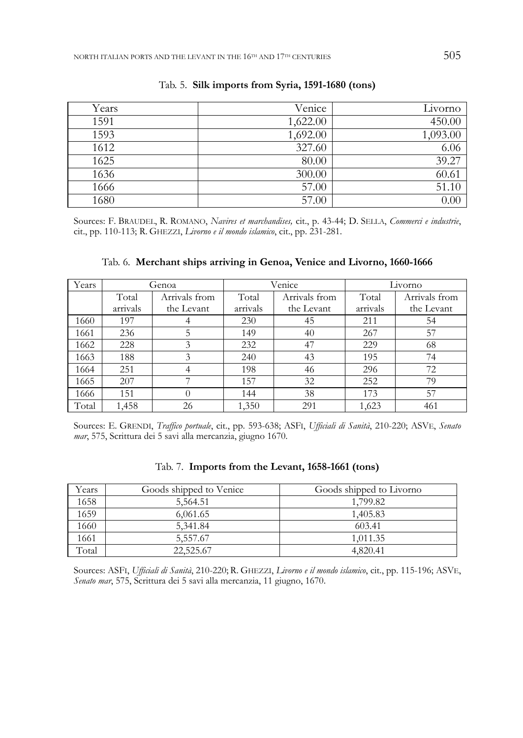Tab. 5. **Silk imports from Syria, 1591-1680 (tons)**

| Years | Venice | Livorno |
|---|---|---|
| 1591 | 1,622.00 | 450.00 |
| 1593 | 1,692.00 | 1,093.00 |
| 1612 | 327.60 | 6.06 |
| 1625 | 80.00 | 39.27 |
| 1636 | 300.00 | 60.61 |
| 1666 | 57.00 | 51.10 |
| 1680 | 57.00 | 0.00 |

Sources: F. BRAUDEL, R. ROMANO, *Navires et marchandises,* cit., p. 43-44; D. SELLA, *Commerci e industrie*, cit., pp. 110-113; R. GHEZZI, *Livorno e il mondo islamico*, cit., pp. 231-281.

Tab. 6. **Merchant ships arriving in Genoa, Venice and Livorno, 1660-1666**

| Years | Genoa | | Venice | | Livorno | |
|---|---|---|---|---|---|---|
| | Total arrivals | Arrivals from the Levant | Total arrivals | Arrivals from the Levant | Total arrivals | Arrivals from the Levant |
| 1660 | 197 | 4 | 230 | 45 | 211 | 54 |
| 1661 | 236 | 5 | 149 | 40 | 267 | 57 |
| 1662 | 228 | 3 | 232 | 47 | 229 | 68 |
| 1663 | 188 | 3 | 240 | 43 | 195 | 74 |
| 1664 | 251 | 4 | 198 | 46 | 296 | 72 |
| 1665 | 207 | 7 | 157 | 32 | 252 | 79 |
| 1666 | 151 | 0 | 144 | 38 | 173 | 57 |
| Total | 1,458 | 26 | 1,350 | 291 | 1,623 | 461 |

Sources: E. GRENDI, *Traffico portuale*, cit., pp. 593-638; ASFI, *Ufficiali di Sanità*, 210-220; ASVE, *Senato mar*, 575, Scrittura dei 5 savi alla mercanzia, giugno 1670.

Tab. 7. **Imports from the Levant, 1658-1661 (tons)**

| Years | Goods shipped to Venice | Goods shipped to Livorno |
|---|---|---|
| 1658 | 5,564.51 | 1,799.82 |
| 1659 | 6,061.65 | 1,405.83 |
| 1660 | 5,341.84 | 603.41 |
| 1661 | 5,557.67 | 1,011.35 |
| Total | 22,525.67 | 4,820.41 |

Sources: ASFI, *Ufficiali di Sanità*, 210-220; R. GHEZZI, *Livorno e il mondo islamico*, cit., pp. 115-196; ASVE, *Senato mar*, 575, Scrittura dei 5 savi alla mercanzia, 11 giugno, 1670.